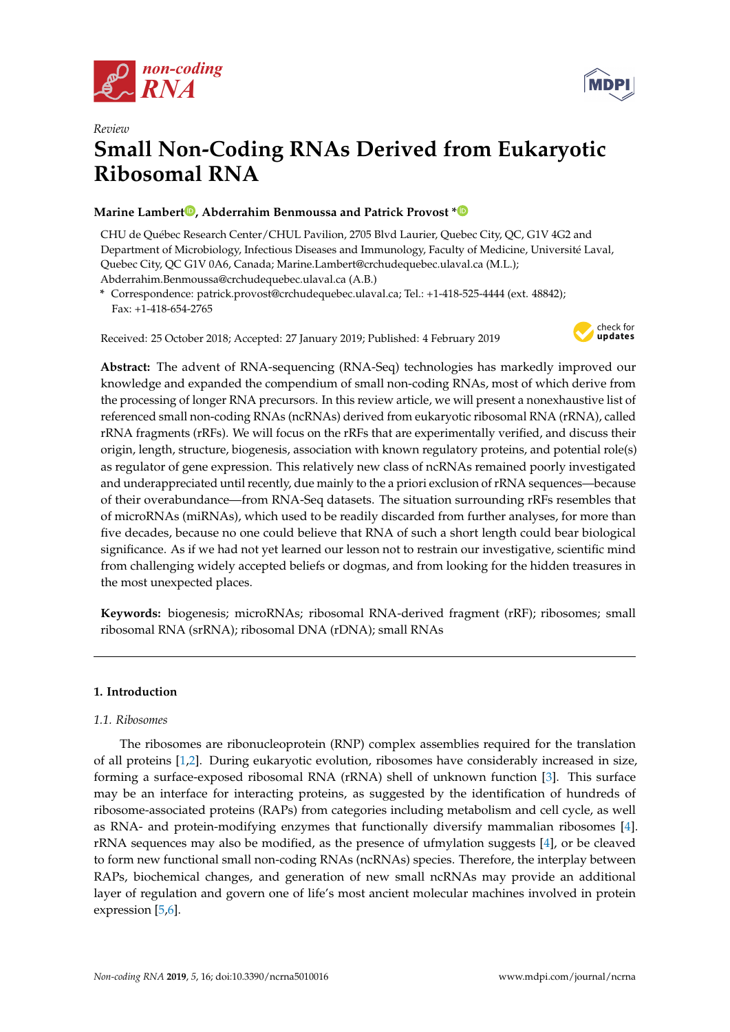*Review*

# Small Non-Coding RNAs Derived from Eukaryotic Ribosomal RNA

**Marine Lambert, Abderrahim Benmoussa and Patrick Provost ***

CHU de Québec Research Center/CHUL Pavilion, 2705 Blvd Laurier, Quebec City, QC, G1V 4G2 and Department of Microbiology, Infectious Diseases and Immunology, Faculty of Medicine, Université Laval, Quebec City, QC G1V 0A6, Canada; Marine.Lambert@crchudequebec.ulaval.ca (M.L.); Abderrahim.Benmoussa@crchudequebec.ulaval.ca (A.B.)

* Correspondence: patrick.provost@crchudequebec.ulaval.ca; Tel.: +1-418-525-4444 (ext. 48842); Fax: +1-418-654-2765

Received: 25 October 2018; Accepted: 27 January 2019; Published: 4 February 2019

**Abstract:** The advent of RNA-sequencing (RNA-Seq) technologies has markedly improved our knowledge and expanded the compendium of small non-coding RNAs, most of which derive from the processing of longer RNA precursors. In this review article, we will present a nonexhaustive list of referenced small non-coding RNAs (ncRNAs) derived from eukaryotic ribosomal RNA (rRNA), called rRNA fragments (rRFs). We will focus on the rRFs that are experimentally verified, and discuss their origin, length, structure, biogenesis, association with known regulatory proteins, and potential role(s) as regulator of gene expression. This relatively new class of ncRNAs remained poorly investigated and underappreciated until recently, due mainly to the a priori exclusion of rRNA sequences—because of their overabundance—from RNA-Seq datasets. The situation surrounding rRFs resembles that of microRNAs (miRNAs), which used to be readily discarded from further analyses, for more than five decades, because no one could believe that RNA of such a short length could bear biological significance. As if we had not yet learned our lesson not to restrain our investigative, scientific mind from challenging widely accepted beliefs or dogmas, and from looking for the hidden treasures in the most unexpected places.

**Keywords:** biogenesis; microRNAs; ribosomal RNA-derived fragment (rRF); ribosomes; small ribosomal RNA (srRNA); ribosomal DNA (rDNA); small RNAs

## 1. Introduction

### 1.1. Ribosomes

The ribosomes are ribonucleoprotein (RNP) complex assemblies required for the translation of all proteins [1,2]. During eukaryotic evolution, ribosomes have considerably increased in size, forming a surface-exposed ribosomal RNA (rRNA) shell of unknown function [3]. This surface may be an interface for interacting proteins, as suggested by the identification of hundreds of ribosome-associated proteins (RAPs) from categories including metabolism and cell cycle, as well as RNA- and protein-modifying enzymes that functionally diversify mammalian ribosomes [4]. rRNA sequences may also be modified, as the presence of ufmylation suggests [4], or be cleaved to form new functional small non-coding RNAs (ncRNAs) species. Therefore, the interplay between RAPs, biochemical changes, and generation of new small ncRNAs may provide an additional layer of regulation and govern one of life's most ancient molecular machines involved in protein expression [5,6].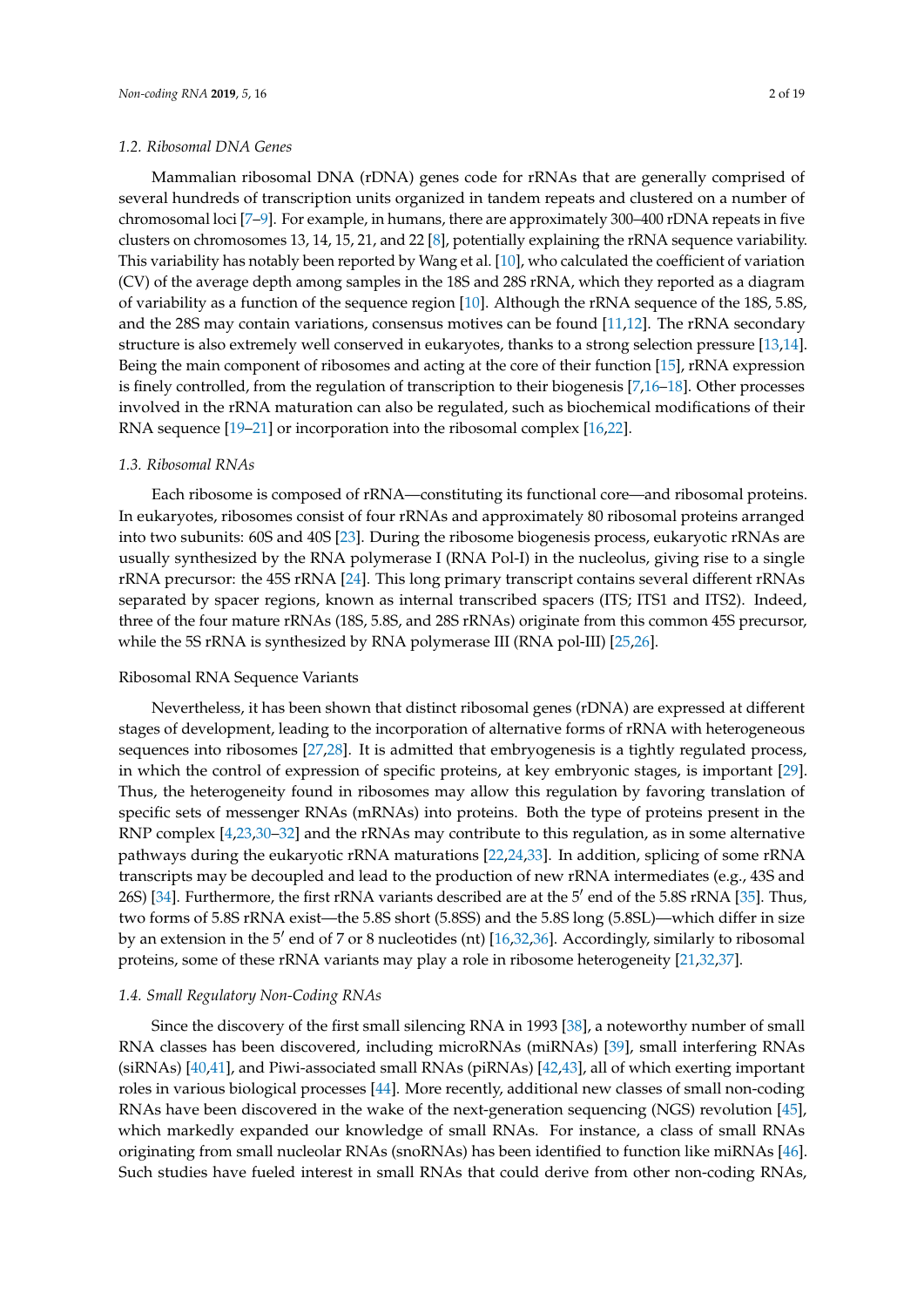### 1.2. Ribosomal DNA Genes

Mammalian ribosomal DNA (rDNA) genes code for rRNAs that are generally comprised of several hundreds of transcription units organized in tandem repeats and clustered on a number of chromosomal loci [7–9]. For example, in humans, there are approximately 300–400 rDNA repeats in five clusters on chromosomes 13, 14, 15, 21, and 22 [8], potentially explaining the rRNA sequence variability. This variability has notably been reported by Wang et al. [10], who calculated the coefficient of variation (CV) of the average depth among samples in the 18S and 28S rRNA, which they reported as a diagram of variability as a function of the sequence region [10]. Although the rRNA sequence of the 18S, 5.8S, and the 28S may contain variations, consensus motives can be found [11,12]. The rRNA secondary structure is also extremely well conserved in eukaryotes, thanks to a strong selection pressure [13,14]. Being the main component of ribosomes and acting at the core of their function [15], rRNA expression is finely controlled, from the regulation of transcription to their biogenesis [7,16–18]. Other processes involved in the rRNA maturation can also be regulated, such as biochemical modifications of their RNA sequence [19–21] or incorporation into the ribosomal complex [16,22].

### 1.3. Ribosomal RNAs

Each ribosome is composed of rRNA—constituting its functional core—and ribosomal proteins. In eukaryotes, ribosomes consist of four rRNAs and approximately 80 ribosomal proteins arranged into two subunits: 60S and 40S [23]. During the ribosome biogenesis process, eukaryotic rRNAs are usually synthesized by the RNA polymerase I (RNA Pol-I) in the nucleolus, giving rise to a single rRNA precursor: the 45S rRNA [24]. This long primary transcript contains several different rRNAs separated by spacer regions, known as internal transcribed spacers (ITS; ITS1 and ITS2). Indeed, three of the four mature rRNAs (18S, 5.8S, and 28S rRNAs) originate from this common 45S precursor, while the 5S rRNA is synthesized by RNA polymerase III (RNA pol-III) [25,26].

#### Ribosomal RNA Sequence Variants

Nevertheless, it has been shown that distinct ribosomal genes (rDNA) are expressed at different stages of development, leading to the incorporation of alternative forms of rRNA with heterogeneous sequences into ribosomes [27,28]. It is admitted that embryogenesis is a tightly regulated process, in which the control of expression of specific proteins, at key embryonic stages, is important [29]. Thus, the heterogeneity found in ribosomes may allow this regulation by favoring translation of specific sets of messenger RNAs (mRNAs) into proteins. Both the type of proteins present in the RNP complex [4,23,30–32] and the rRNAs may contribute to this regulation, as in some alternative pathways during the eukaryotic rRNA maturations [22,24,33]. In addition, splicing of some rRNA transcripts may be decoupled and lead to the production of new rRNA intermediates (e.g., 43S and 26S) [34]. Furthermore, the first rRNA variants described are at the 5′ end of the 5.8S rRNA [35]. Thus, two forms of 5.8S rRNA exist—the 5.8S short (5.8SS) and the 5.8S long (5.8SL)—which differ in size by an extension in the 5′ end of 7 or 8 nucleotides (nt) [16,32,36]. Accordingly, similarly to ribosomal proteins, some of these rRNA variants may play a role in ribosome heterogeneity [21,32,37].

### 1.4. Small Regulatory Non-Coding RNAs

Since the discovery of the first small silencing RNA in 1993 [38], a noteworthy number of small RNA classes has been discovered, including microRNAs (miRNAs) [39], small interfering RNAs (siRNAs) [40,41], and Piwi-associated small RNAs (piRNAs) [42,43], all of which exerting important roles in various biological processes [44]. More recently, additional new classes of small non-coding RNAs have been discovered in the wake of the next-generation sequencing (NGS) revolution [45], which markedly expanded our knowledge of small RNAs. For instance, a class of small RNAs originating from small nucleolar RNAs (snoRNAs) has been identified to function like miRNAs [46]. Such studies have fueled interest in small RNAs that could derive from other non-coding RNAs,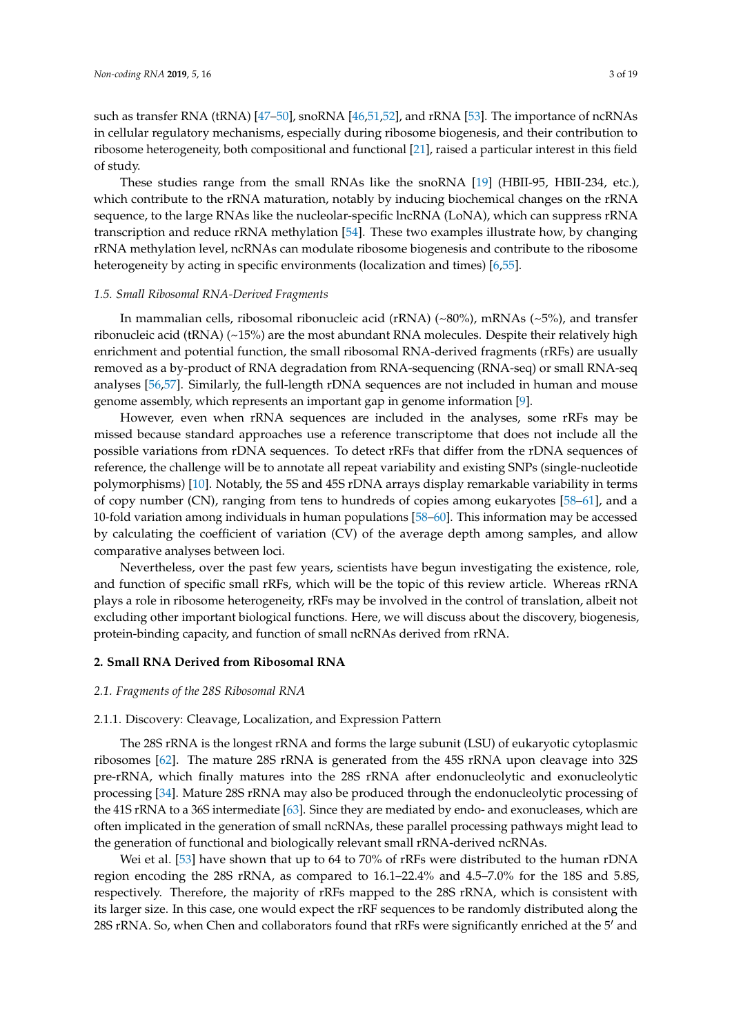such as transfer RNA (tRNA) [47–50], snoRNA [46,51,52], and rRNA [53]. The importance of ncRNAs in cellular regulatory mechanisms, especially during ribosome biogenesis, and their contribution to ribosome heterogeneity, both compositional and functional [21], raised a particular interest in this field of study.

These studies range from the small RNAs like the snoRNA [19] (HBII-95, HBII-234, etc.), which contribute to the rRNA maturation, notably by inducing biochemical changes on the rRNA sequence, to the large RNAs like the nucleolar-specific lncRNA (LoNA), which can suppress rRNA transcription and reduce rRNA methylation [54]. These two examples illustrate how, by changing rRNA methylation level, ncRNAs can modulate ribosome biogenesis and contribute to the ribosome heterogeneity by acting in specific environments (localization and times) [6,55].

### *1.5. Small Ribosomal RNA-Derived Fragments*

In mammalian cells, ribosomal ribonucleic acid (rRNA) (~80%), mRNAs (~5%), and transfer ribonucleic acid (tRNA) (~15%) are the most abundant RNA molecules. Despite their relatively high enrichment and potential function, the small ribosomal RNA-derived fragments (rRFs) are usually removed as a by-product of RNA degradation from RNA-sequencing (RNA-seq) or small RNA-seq analyses [56,57]. Similarly, the full-length rDNA sequences are not included in human and mouse genome assembly, which represents an important gap in genome information [9].

However, even when rRNA sequences are included in the analyses, some rRFs may be missed because standard approaches use a reference transcriptome that does not include all the possible variations from rDNA sequences. To detect rRFs that differ from the rDNA sequences of reference, the challenge will be to annotate all repeat variability and existing SNPs (single-nucleotide polymorphisms) [10]. Notably, the 5S and 45S rDNA arrays display remarkable variability in terms of copy number (CN), ranging from tens to hundreds of copies among eukaryotes [58–61], and a 10-fold variation among individuals in human populations [58–60]. This information may be accessed by calculating the coefficient of variation (CV) of the average depth among samples, and allow comparative analyses between loci.

Nevertheless, over the past few years, scientists have begun investigating the existence, role, and function of specific small rRFs, which will be the topic of this review article. Whereas rRNA plays a role in ribosome heterogeneity, rRFs may be involved in the control of translation, albeit not excluding other important biological functions. Here, we will discuss about the discovery, biogenesis, protein-binding capacity, and function of small ncRNAs derived from rRNA.

## 2. Small RNA Derived from Ribosomal RNA

### *2.1. Fragments of the 28S Ribosomal RNA*

#### 2.1.1. Discovery: Cleavage, Localization, and Expression Pattern

The 28S rRNA is the longest rRNA and forms the large subunit (LSU) of eukaryotic cytoplasmic ribosomes [62]. The mature 28S rRNA is generated from the 45S rRNA upon cleavage into 32S pre-rRNA, which finally matures into the 28S rRNA after endonucleolytic and exonucleolytic processing [34]. Mature 28S rRNA may also be produced through the endonucleolytic processing of the 41S rRNA to a 36S intermediate [63]. Since they are mediated by endo- and exonucleases, which are often implicated in the generation of small ncRNAs, these parallel processing pathways might lead to the generation of functional and biologically relevant small rRNA-derived ncRNAs.

Wei et al. [53] have shown that up to 64 to 70% of rRFs were distributed to the human rDNA region encoding the 28S rRNA, as compared to 16.1–22.4% and 4.5–7.0% for the 18S and 5.8S, respectively. Therefore, the majority of rRFs mapped to the 28S rRNA, which is consistent with its larger size. In this case, one would expect the rRF sequences to be randomly distributed along the 28S rRNA. So, when Chen and collaborators found that rRFs were significantly enriched at the 5′ and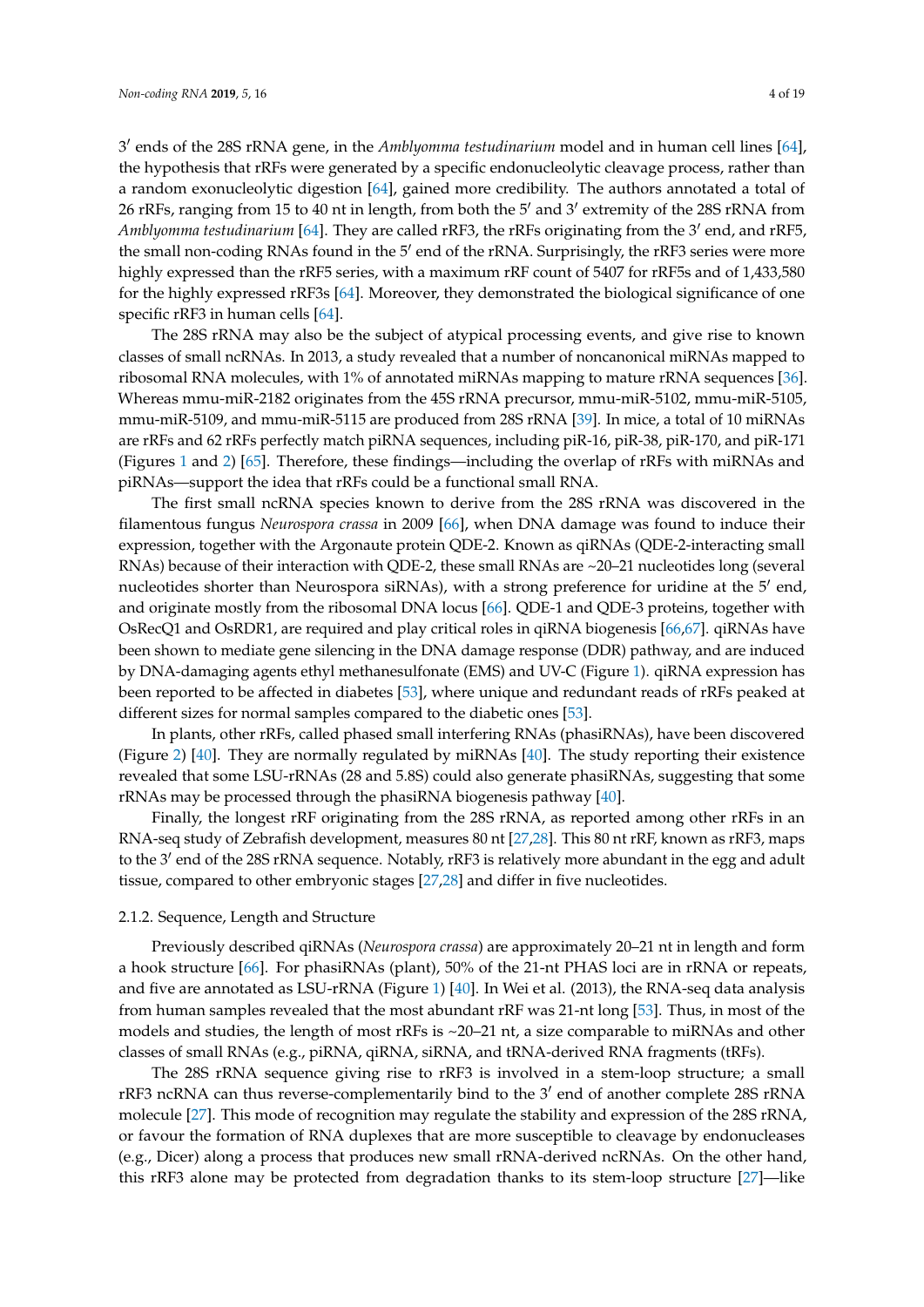3′ ends of the 28S rRNA gene, in the *Amblyomma testudinarium* model and in human cell lines [64], the hypothesis that rRFs were generated by a specific endonucleolytic cleavage process, rather than a random exonucleolytic digestion [64], gained more credibility. The authors annotated a total of 26 rRFs, ranging from 15 to 40 nt in length, from both the 5′ and 3′ extremity of the 28S rRNA from *Amblyomma testudinarium* [64]. They are called rRF3, the rRFs originating from the 3′ end, and rRF5, the small non-coding RNAs found in the 5′ end of the rRNA. Surprisingly, the rRF3 series were more highly expressed than the rRF5 series, with a maximum rRF count of 5407 for rRF5s and of 1,433,580 for the highly expressed rRF3s [64]. Moreover, they demonstrated the biological significance of one specific rRF3 in human cells [64].

The 28S rRNA may also be the subject of atypical processing events, and give rise to known classes of small ncRNAs. In 2013, a study revealed that a number of noncanonical miRNAs mapped to ribosomal RNA molecules, with 1% of annotated miRNAs mapping to mature rRNA sequences [36]. Whereas mmu-miR-2182 originates from the 45S rRNA precursor, mmu-miR-5102, mmu-miR-5105, mmu-miR-5109, and mmu-miR-5115 are produced from 28S rRNA [39]. In mice, a total of 10 miRNAs are rRFs and 62 rRFs perfectly match piRNA sequences, including piR-16, piR-38, piR-170, and piR-171 (Figures 1 and 2) [65]. Therefore, these findings—including the overlap of rRFs with miRNAs and piRNAs—support the idea that rRFs could be a functional small RNA.

The first small ncRNA species known to derive from the 28S rRNA was discovered in the filamentous fungus *Neurospora crassa* in 2009 [66], when DNA damage was found to induce their expression, together with the Argonaute protein QDE-2. Known as qiRNAs (QDE-2-interacting small RNAs) because of their interaction with QDE-2, these small RNAs are ~20–21 nucleotides long (several nucleotides shorter than Neurospora siRNAs), with a strong preference for uridine at the 5′ end, and originate mostly from the ribosomal DNA locus [66]. QDE-1 and QDE-3 proteins, together with OsRecQ1 and OsRDR1, are required and play critical roles in qiRNA biogenesis [66,67]. qiRNAs have been shown to mediate gene silencing in the DNA damage response (DDR) pathway, and are induced by DNA-damaging agents ethyl methanesulfonate (EMS) and UV-C (Figure 1). qiRNA expression has been reported to be affected in diabetes [53], where unique and redundant reads of rRFs peaked at different sizes for normal samples compared to the diabetic ones [53].

In plants, other rRFs, called phased small interfering RNAs (phasiRNAs), have been discovered (Figure 2) [40]. They are normally regulated by miRNAs [40]. The study reporting their existence revealed that some LSU-rRNAs (28 and 5.8S) could also generate phasiRNAs, suggesting that some rRNAs may be processed through the phasiRNA biogenesis pathway [40].

Finally, the longest rRF originating from the 28S rRNA, as reported among other rRFs in an RNA-seq study of Zebrafish development, measures 80 nt [27,28]. This 80 nt rRF, known as rRF3, maps to the 3′ end of the 28S rRNA sequence. Notably, rRF3 is relatively more abundant in the egg and adult tissue, compared to other embryonic stages [27,28] and differ in five nucleotides.

#### 2.1.2. Sequence, Length and Structure

Previously described qiRNAs (*Neurospora crassa*) are approximately 20–21 nt in length and form a hook structure [66]. For phasiRNAs (plant), 50% of the 21-nt PHAS loci are in rRNA or repeats, and five are annotated as LSU-rRNA (Figure 1) [40]. In Wei et al. (2013), the RNA-seq data analysis from human samples revealed that the most abundant rRF was 21-nt long [53]. Thus, in most of the models and studies, the length of most rRFs is ~20–21 nt, a size comparable to miRNAs and other classes of small RNAs (e.g., piRNA, qiRNA, siRNA, and tRNA-derived RNA fragments (tRFs).

The 28S rRNA sequence giving rise to rRF3 is involved in a stem-loop structure; a small rRF3 ncRNA can thus reverse-complementarily bind to the 3′ end of another complete 28S rRNA molecule [27]. This mode of recognition may regulate the stability and expression of the 28S rRNA, or favour the formation of RNA duplexes that are more susceptible to cleavage by endonucleases (e.g., Dicer) along a process that produces new small rRNA-derived ncRNAs. On the other hand, this rRF3 alone may be protected from degradation thanks to its stem-loop structure [27]—like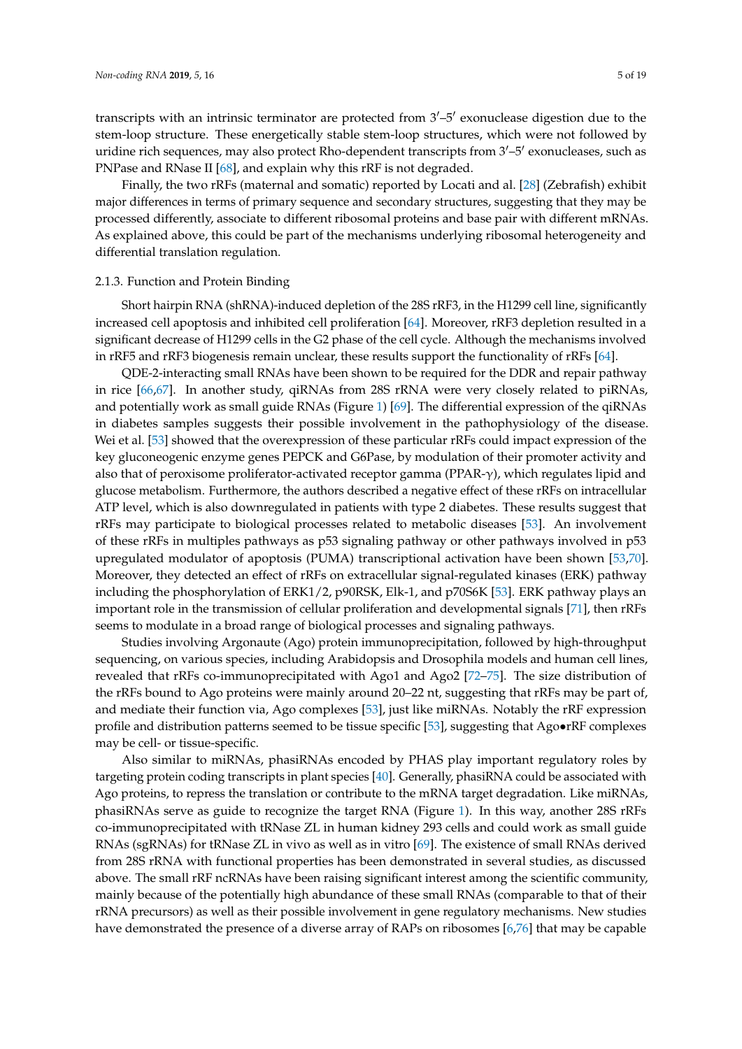transcripts with an intrinsic terminator are protected from 3′–5′ exonuclease digestion due to the stem-loop structure. These energetically stable stem-loop structures, which were not followed by uridine rich sequences, may also protect Rho-dependent transcripts from 3′–5′ exonucleases, such as PNPase and RNase II [68], and explain why this rRF is not degraded.

Finally, the two rRFs (maternal and somatic) reported by Locati and al. [28] (Zebrafish) exhibit major differences in terms of primary sequence and secondary structures, suggesting that they may be processed differently, associate to different ribosomal proteins and base pair with different mRNAs. As explained above, this could be part of the mechanisms underlying ribosomal heterogeneity and differential translation regulation.

### 2.1.3. Function and Protein Binding

Short hairpin RNA (shRNA)-induced depletion of the 28S rRF3, in the H1299 cell line, significantly increased cell apoptosis and inhibited cell proliferation [64]. Moreover, rRF3 depletion resulted in a significant decrease of H1299 cells in the G2 phase of the cell cycle. Although the mechanisms involved in rRF5 and rRF3 biogenesis remain unclear, these results support the functionality of rRFs [64].

QDE-2-interacting small RNAs have been shown to be required for the DDR and repair pathway in rice [66,67]. In another study, qiRNAs from 28S rRNA were very closely related to piRNAs, and potentially work as small guide RNAs (Figure 1) [69]. The differential expression of the qiRNAs in diabetes samples suggests their possible involvement in the pathophysiology of the disease. Wei et al. [53] showed that the overexpression of these particular rRFs could impact expression of the key gluconeogenic enzyme genes PEPCK and G6Pase, by modulation of their promoter activity and also that of peroxisome proliferator-activated receptor gamma (PPAR-$\gamma$), which regulates lipid and glucose metabolism. Furthermore, the authors described a negative effect of these rRFs on intracellular ATP level, which is also downregulated in patients with type 2 diabetes. These results suggest that rRFs may participate to biological processes related to metabolic diseases [53]. An involvement of these rRFs in multiples pathways as p53 signaling pathway or other pathways involved in p53 upregulated modulator of apoptosis (PUMA) transcriptional activation have been shown [53,70]. Moreover, they detected an effect of rRFs on extracellular signal-regulated kinases (ERK) pathway including the phosphorylation of ERK1/2, p90RSK, Elk-1, and p70S6K [53]. ERK pathway plays an important role in the transmission of cellular proliferation and developmental signals [71], then rRFs seems to modulate in a broad range of biological processes and signaling pathways.

Studies involving Argonaute (Ago) protein immunoprecipitation, followed by high-throughput sequencing, on various species, including Arabidopsis and Drosophila models and human cell lines, revealed that rRFs co-immunoprecipitated with Ago1 and Ago2 [72–75]. The size distribution of the rRFs bound to Ago proteins were mainly around 20–22 nt, suggesting that rRFs may be part of, and mediate their function via, Ago complexes [53], just like miRNAs. Notably the rRF expression profile and distribution patterns seemed to be tissue specific [53], suggesting that Ago•rRF complexes may be cell- or tissue-specific.

Also similar to miRNAs, phasiRNAs encoded by PHAS play important regulatory roles by targeting protein coding transcripts in plant species [40]. Generally, phasiRNA could be associated with Ago proteins, to repress the translation or contribute to the mRNA target degradation. Like miRNAs, phasiRNAs serve as guide to recognize the target RNA (Figure 1). In this way, another 28S rRFs co-immunoprecipitated with tRNase ZL in human kidney 293 cells and could work as small guide RNAs (sgRNAs) for tRNase ZL in vivo as well as in vitro [69]. The existence of small RNAs derived from 28S rRNA with functional properties has been demonstrated in several studies, as discussed above. The small rRF ncRNAs have been raising significant interest among the scientific community, mainly because of the potentially high abundance of these small RNAs (comparable to that of their rRNA precursors) as well as their possible involvement in gene regulatory mechanisms. New studies have demonstrated the presence of a diverse array of RAPs on ribosomes [6,76] that may be capable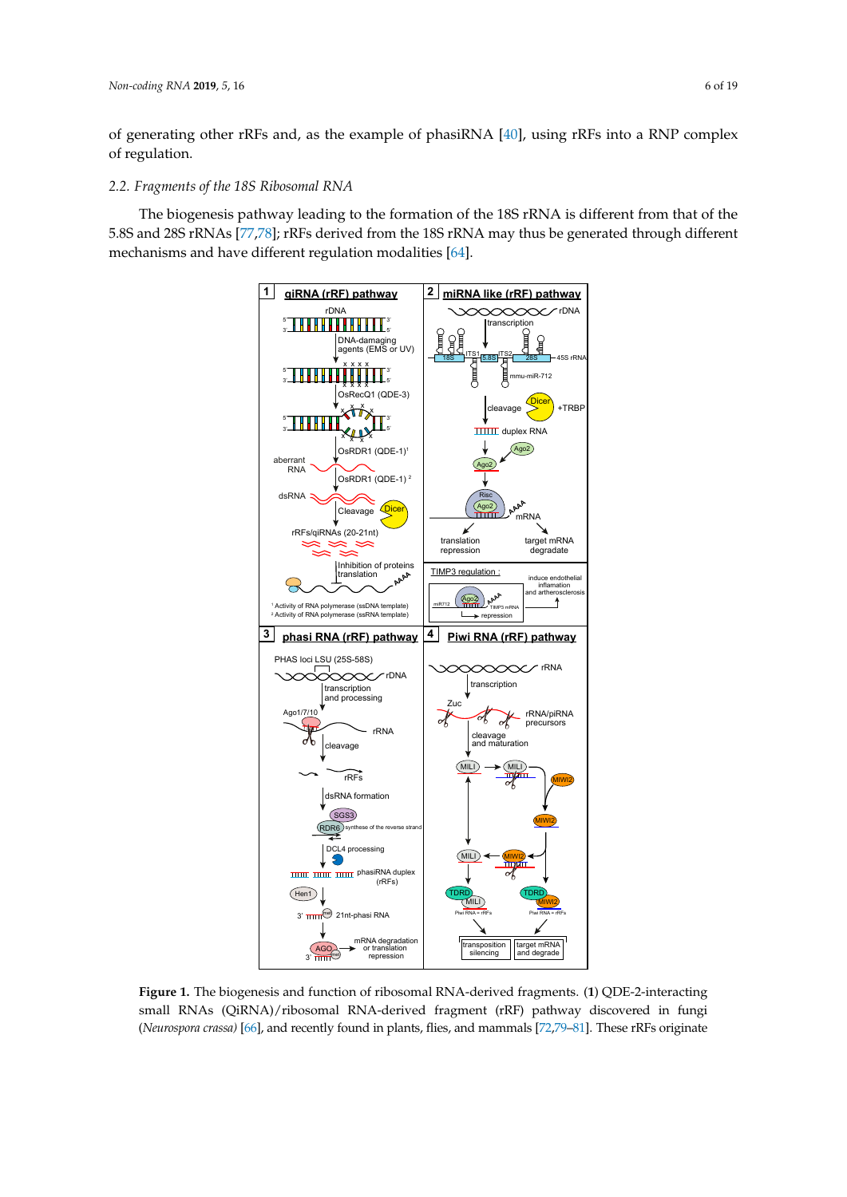of generating other rRFs and, as the example of phasiRNA [40], using rRFs into a RNP complex of regulation.

### 2.2. Fragments of the 18S Ribosomal RNA

The biogenesis pathway leading to the formation of the 18S rRNA is different from that of the 5.8S and 28S rRNAs [77,78]; rRFs derived from the 18S rRNA may thus be generated through different mechanisms and have different regulation modalities [64].

**Figure 1.** The biogenesis and function of ribosomal RNA-derived fragments. (**1**) QDE-2-interacting small RNAs (QiRNA)/ribosomal RNA-derived fragment (rRF) pathway discovered in fungi (*Neurospora crassa)* [66], and recently found in plants, flies, and mammals [72,79–81]. These rRFs originate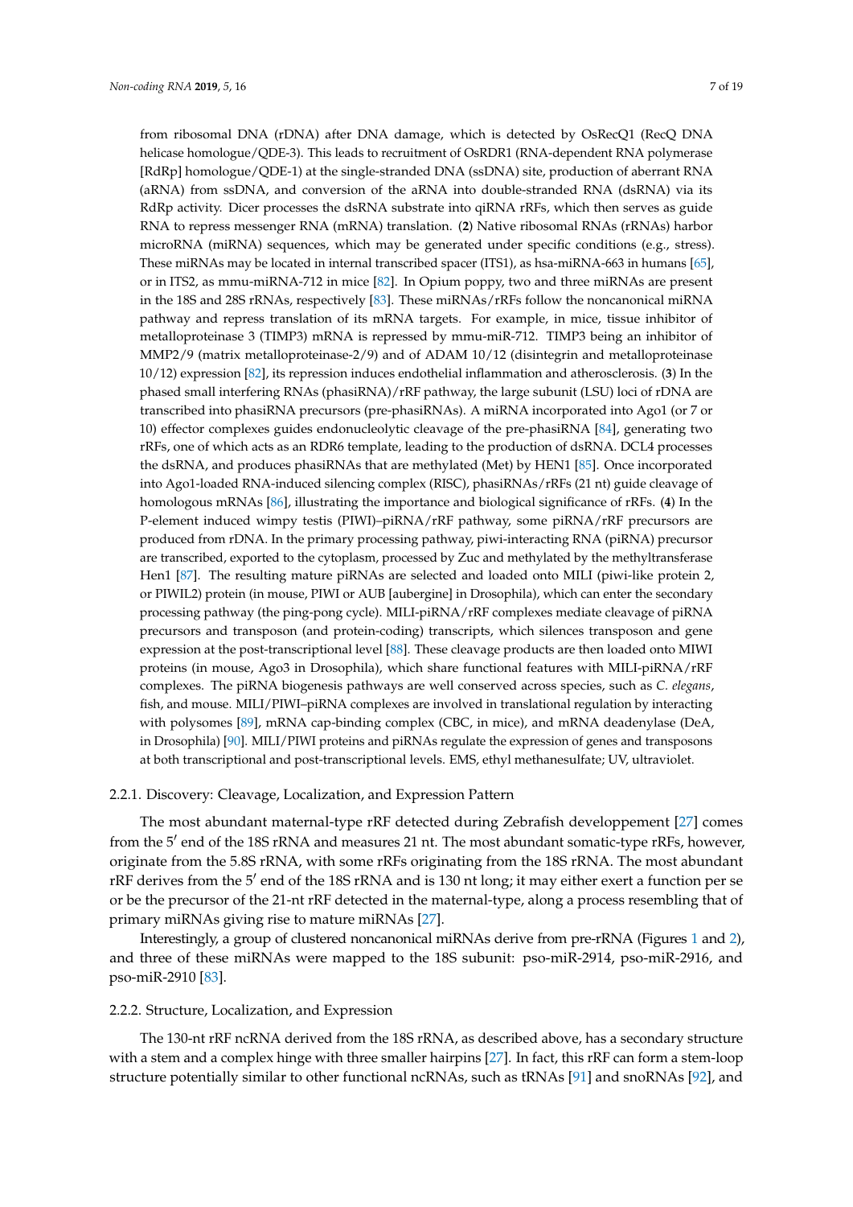from ribosomal DNA (rDNA) after DNA damage, which is detected by OsRecQ1 (RecQ DNA helicase homologue/QDE-3). This leads to recruitment of OsRDR1 (RNA-dependent RNA polymerase [RdRp] homologue/QDE-1) at the single-stranded DNA (ssDNA) site, production of aberrant RNA (aRNA) from ssDNA, and conversion of the aRNA into double-stranded RNA (dsRNA) via its RdRp activity. Dicer processes the dsRNA substrate into qiRNA rRFs, which then serves as guide RNA to repress messenger RNA (mRNA) translation. (**2**) Native ribosomal RNAs (rRNAs) harbor microRNA (miRNA) sequences, which may be generated under specific conditions (e.g., stress). These miRNAs may be located in internal transcribed spacer (ITS1), as hsa-miRNA-663 in humans [65], or in ITS2, as mmu-miRNA-712 in mice [82]. In Opium poppy, two and three miRNAs are present in the 18S and 28S rRNAs, respectively [83]. These miRNAs/rRFs follow the noncanonical miRNA pathway and repress translation of its mRNA targets. For example, in mice, tissue inhibitor of metalloproteinase 3 (TIMP3) mRNA is repressed by mmu-miR-712. TIMP3 being an inhibitor of MMP2/9 (matrix metalloproteinase-2/9) and of ADAM 10/12 (disintegrin and metalloproteinase 10/12) expression [82], its repression induces endothelial inflammation and atherosclerosis. (**3**) In the phased small interfering RNAs (phasiRNA)/rRF pathway, the large subunit (LSU) loci of rDNA are transcribed into phasiRNA precursors (pre-phasiRNAs). A miRNA incorporated into Ago1 (or 7 or 10) effector complexes guides endonucleolytic cleavage of the pre-phasiRNA [84], generating two rRFs, one of which acts as an RDR6 template, leading to the production of dsRNA. DCL4 processes the dsRNA, and produces phasiRNAs that are methylated (Met) by HEN1 [85]. Once incorporated into Ago1-loaded RNA-induced silencing complex (RISC), phasiRNAs/rRFs (21 nt) guide cleavage of homologous mRNAs [86], illustrating the importance and biological significance of rRFs. (**4**) In the P-element induced wimpy testis (PIWI)–piRNA/rRF pathway, some piRNA/rRF precursors are produced from rDNA. In the primary processing pathway, piwi-interacting RNA (piRNA) precursor are transcribed, exported to the cytoplasm, processed by Zuc and methylated by the methyltransferase Hen1 [87]. The resulting mature piRNAs are selected and loaded onto MILI (piwi-like protein 2, or PIWIL2) protein (in mouse, PIWI or AUB [aubergine] in Drosophila), which can enter the secondary processing pathway (the ping-pong cycle). MILI-piRNA/rRF complexes mediate cleavage of piRNA precursors and transposon (and protein-coding) transcripts, which silences transposon and gene expression at the post-transcriptional level [88]. These cleavage products are then loaded onto MIWI proteins (in mouse, Ago3 in Drosophila), which share functional features with MILI-piRNA/rRF complexes. The piRNA biogenesis pathways are well conserved across species, such as *C. elegans*, fish, and mouse. MILI/PIWI–piRNA complexes are involved in translational regulation by interacting with polysomes [89], mRNA cap-binding complex (CBC, in mice), and mRNA deadenylase (DeA, in Drosophila) [90]. MILI/PIWI proteins and piRNAs regulate the expression of genes and transposons at both transcriptional and post-transcriptional levels. EMS, ethyl methanesulfate; UV, ultraviolet.

#### 2.2.1. Discovery: Cleavage, Localization, and Expression Pattern

The most abundant maternal-type rRF detected during Zebrafish developpement [27] comes from the 5′ end of the 18S rRNA and measures 21 nt. The most abundant somatic-type rRFs, however, originate from the 5.8S rRNA, with some rRFs originating from the 18S rRNA. The most abundant rRF derives from the 5′ end of the 18S rRNA and is 130 nt long; it may either exert a function per se or be the precursor of the 21-nt rRF detected in the maternal-type, along a process resembling that of primary miRNAs giving rise to mature miRNAs [27].

Interestingly, a group of clustered noncanonical miRNAs derive from pre-rRNA (Figures 1 and 2), and three of these miRNAs were mapped to the 18S subunit: pso-miR-2914, pso-miR-2916, and pso-miR-2910 [83].

#### 2.2.2. Structure, Localization, and Expression

The 130-nt rRF ncRNA derived from the 18S rRNA, as described above, has a secondary structure with a stem and a complex hinge with three smaller hairpins [27]. In fact, this rRF can form a stem-loop structure potentially similar to other functional ncRNAs, such as tRNAs [91] and snoRNAs [92], and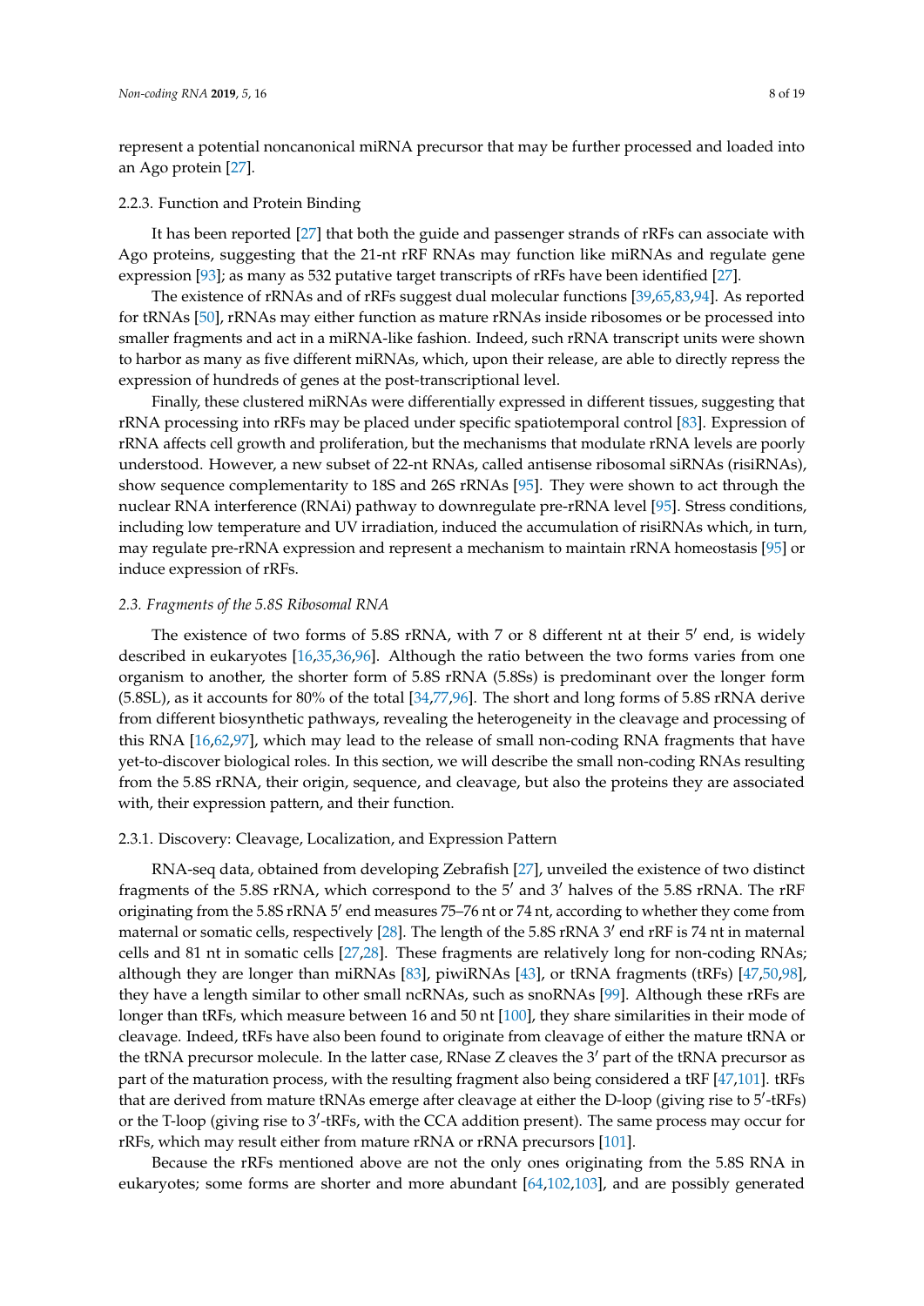represent a potential noncanonical miRNA precursor that may be further processed and loaded into an Ago protein [27].

#### 2.2.3. Function and Protein Binding

It has been reported [27] that both the guide and passenger strands of rRFs can associate with Ago proteins, suggesting that the 21-nt rRF RNAs may function like miRNAs and regulate gene expression [93]; as many as 532 putative target transcripts of rRFs have been identified [27].

The existence of rRNAs and of rRFs suggest dual molecular functions [39,65,83,94]. As reported for tRNAs [50], rRNAs may either function as mature rRNAs inside ribosomes or be processed into smaller fragments and act in a miRNA-like fashion. Indeed, such rRNA transcript units were shown to harbor as many as five different miRNAs, which, upon their release, are able to directly repress the expression of hundreds of genes at the post-transcriptional level.

Finally, these clustered miRNAs were differentially expressed in different tissues, suggesting that rRNA processing into rRFs may be placed under specific spatiotemporal control [83]. Expression of rRNA affects cell growth and proliferation, but the mechanisms that modulate rRNA levels are poorly understood. However, a new subset of 22-nt RNAs, called antisense ribosomal siRNAs (risiRNAs), show sequence complementarity to 18S and 26S rRNAs [95]. They were shown to act through the nuclear RNA interference (RNAi) pathway to downregulate pre-rRNA level [95]. Stress conditions, including low temperature and UV irradiation, induced the accumulation of risiRNAs which, in turn, may regulate pre-rRNA expression and represent a mechanism to maintain rRNA homeostasis [95] or induce expression of rRFs.

### *2.3. Fragments of the 5.8S Ribosomal RNA*

The existence of two forms of 5.8S rRNA, with 7 or 8 different nt at their 5′ end, is widely described in eukaryotes [16,35,36,96]. Although the ratio between the two forms varies from one organism to another, the shorter form of 5.8S rRNA (5.8Ss) is predominant over the longer form (5.8SL), as it accounts for 80% of the total [34,77,96]. The short and long forms of 5.8S rRNA derive from different biosynthetic pathways, revealing the heterogeneity in the cleavage and processing of this RNA [16,62,97], which may lead to the release of small non-coding RNA fragments that have yet-to-discover biological roles. In this section, we will describe the small non-coding RNAs resulting from the 5.8S rRNA, their origin, sequence, and cleavage, but also the proteins they are associated with, their expression pattern, and their function.

#### 2.3.1. Discovery: Cleavage, Localization, and Expression Pattern

RNA-seq data, obtained from developing Zebrafish [27], unveiled the existence of two distinct fragments of the 5.8S rRNA, which correspond to the 5′ and 3′ halves of the 5.8S rRNA. The rRF originating from the 5.8S rRNA 5′ end measures 75–76 nt or 74 nt, according to whether they come from maternal or somatic cells, respectively [28]. The length of the 5.8S rRNA 3′ end rRF is 74 nt in maternal cells and 81 nt in somatic cells [27,28]. These fragments are relatively long for non-coding RNAs; although they are longer than miRNAs [83], piwiRNAs [43], or tRNA fragments (tRFs) [47,50,98], they have a length similar to other small ncRNAs, such as snoRNAs [99]. Although these rRFs are longer than tRFs, which measure between 16 and 50 nt [100], they share similarities in their mode of cleavage. Indeed, tRFs have also been found to originate from cleavage of either the mature tRNA or the tRNA precursor molecule. In the latter case, RNase Z cleaves the 3′ part of the tRNA precursor as part of the maturation process, with the resulting fragment also being considered a tRF [47,101]. tRFs that are derived from mature tRNAs emerge after cleavage at either the D-loop (giving rise to 5′-tRFs) or the T-loop (giving rise to 3′-tRFs, with the CCA addition present). The same process may occur for rRFs, which may result either from mature rRNA or rRNA precursors [101].

Because the rRFs mentioned above are not the only ones originating from the 5.8S RNA in eukaryotes; some forms are shorter and more abundant [64,102,103], and are possibly generated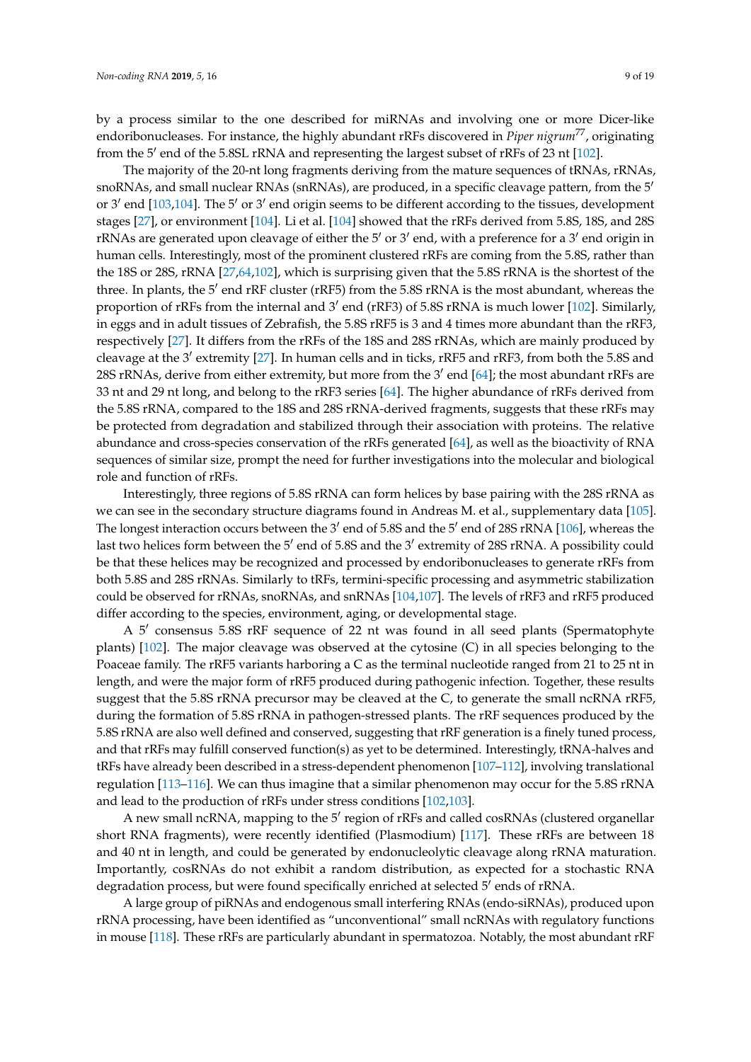by a process similar to the one described for miRNAs and involving one or more Dicer-like endoribonucleases. For instance, the highly abundant rRFs discovered in *Piper nigrum*[77], originating from the 5′ end of the 5.8SL rRNA and representing the largest subset of rRFs of 23 nt [102].

The majority of the 20-nt long fragments deriving from the mature sequences of tRNAs, rRNAs, snoRNAs, and small nuclear RNAs (snRNAs), are produced, in a specific cleavage pattern, from the 5′ or 3′ end [103,104]. The 5′ or 3′ end origin seems to be different according to the tissues, development stages [27], or environment [104]. Li et al. [104] showed that the rRFs derived from 5.8S, 18S, and 28S rRNAs are generated upon cleavage of either the 5′ or 3′ end, with a preference for a 3′ end origin in human cells. Interestingly, most of the prominent clustered rRFs are coming from the 5.8S, rather than the 18S or 28S, rRNA [27,64,102], which is surprising given that the 5.8S rRNA is the shortest of the three. In plants, the 5′ end rRF cluster (rRF5) from the 5.8S rRNA is the most abundant, whereas the proportion of rRFs from the internal and 3′ end (rRF3) of 5.8S rRNA is much lower [102]. Similarly, in eggs and in adult tissues of Zebrafish, the 5.8S rRF5 is 3 and 4 times more abundant than the rRF3, respectively [27]. It differs from the rRFs of the 18S and 28S rRNAs, which are mainly produced by cleavage at the 3′ extremity [27]. In human cells and in ticks, rRF5 and rRF3, from both the 5.8S and 28S rRNAs, derive from either extremity, but more from the 3′ end [64]; the most abundant rRFs are 33 nt and 29 nt long, and belong to the rRF3 series [64]. The higher abundance of rRFs derived from the 5.8S rRNA, compared to the 18S and 28S rRNA-derived fragments, suggests that these rRFs may be protected from degradation and stabilized through their association with proteins. The relative abundance and cross-species conservation of the rRFs generated [64], as well as the bioactivity of RNA sequences of similar size, prompt the need for further investigations into the molecular and biological role and function of rRFs.

Interestingly, three regions of 5.8S rRNA can form helices by base pairing with the 28S rRNA as we can see in the secondary structure diagrams found in Andreas M. et al., supplementary data [105]. The longest interaction occurs between the 3′ end of 5.8S and the 5′ end of 28S rRNA [106], whereas the last two helices form between the 5′ end of 5.8S and the 3′ extremity of 28S rRNA. A possibility could be that these helices may be recognized and processed by endoribonucleases to generate rRFs from both 5.8S and 28S rRNAs. Similarly to tRFs, termini-specific processing and asymmetric stabilization could be observed for rRNAs, snoRNAs, and snRNAs [104,107]. The levels of rRF3 and rRF5 produced differ according to the species, environment, aging, or developmental stage.

A 5′ consensus 5.8S rRF sequence of 22 nt was found in all seed plants (Spermatophyte plants) [102]. The major cleavage was observed at the cytosine (C) in all species belonging to the Poaceae family. The rRF5 variants harboring a C as the terminal nucleotide ranged from 21 to 25 nt in length, and were the major form of rRF5 produced during pathogenic infection. Together, these results suggest that the 5.8S rRNA precursor may be cleaved at the C, to generate the small ncRNA rRF5, during the formation of 5.8S rRNA in pathogen-stressed plants. The rRF sequences produced by the 5.8S rRNA are also well defined and conserved, suggesting that rRF generation is a finely tuned process, and that rRFs may fulfill conserved function(s) as yet to be determined. Interestingly, tRNA-halves and tRFs have already been described in a stress-dependent phenomenon [107–112], involving translational regulation [113–116]. We can thus imagine that a similar phenomenon may occur for the 5.8S rRNA and lead to the production of rRFs under stress conditions [102,103].

A new small ncRNA, mapping to the 5′ region of rRFs and called cosRNAs (clustered organellar short RNA fragments), were recently identified (Plasmodium) [117]. These rRFs are between 18 and 40 nt in length, and could be generated by endonucleolytic cleavage along rRNA maturation. Importantly, cosRNAs do not exhibit a random distribution, as expected for a stochastic RNA degradation process, but were found specifically enriched at selected 5′ ends of rRNA.

A large group of piRNAs and endogenous small interfering RNAs (endo-siRNAs), produced upon rRNA processing, have been identified as "unconventional" small ncRNAs with regulatory functions in mouse [118]. These rRFs are particularly abundant in spermatozoa. Notably, the most abundant rRF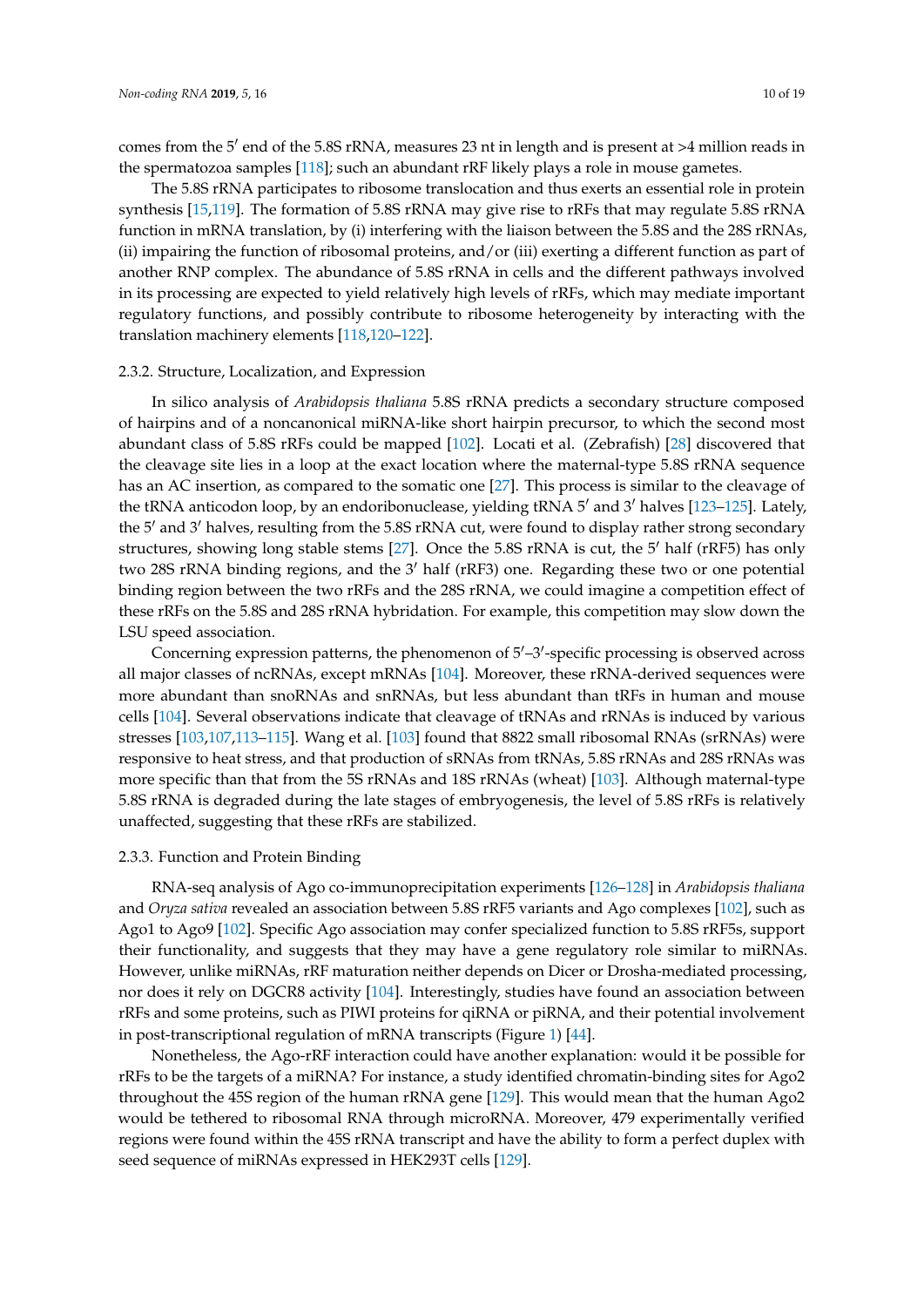comes from the 5′ end of the 5.8S rRNA, measures 23 nt in length and is present at >4 million reads in the spermatozoa samples [118]; such an abundant rRF likely plays a role in mouse gametes.

The 5.8S rRNA participates to ribosome translocation and thus exerts an essential role in protein synthesis [15,119]. The formation of 5.8S rRNA may give rise to rRFs that may regulate 5.8S rRNA function in mRNA translation, by (i) interfering with the liaison between the 5.8S and the 28S rRNAs, (ii) impairing the function of ribosomal proteins, and/or (iii) exerting a different function as part of another RNP complex. The abundance of 5.8S rRNA in cells and the different pathways involved in its processing are expected to yield relatively high levels of rRFs, which may mediate important regulatory functions, and possibly contribute to ribosome heterogeneity by interacting with the translation machinery elements [118,120–122].

#### 2.3.2. Structure, Localization, and Expression

In silico analysis of *Arabidopsis thaliana* 5.8S rRNA predicts a secondary structure composed of hairpins and of a noncanonical miRNA-like short hairpin precursor, to which the second most abundant class of 5.8S rRFs could be mapped [102]. Locati et al. (Zebrafish) [28] discovered that the cleavage site lies in a loop at the exact location where the maternal-type 5.8S rRNA sequence has an AC insertion, as compared to the somatic one [27]. This process is similar to the cleavage of the tRNA anticodon loop, by an endoribonuclease, yielding tRNA 5′ and 3′ halves [123–125]. Lately, the 5′ and 3′ halves, resulting from the 5.8S rRNA cut, were found to display rather strong secondary structures, showing long stable stems [27]. Once the 5.8S rRNA is cut, the 5′ half (rRF5) has only two 28S rRNA binding regions, and the 3′ half (rRF3) one. Regarding these two or one potential binding region between the two rRFs and the 28S rRNA, we could imagine a competition effect of these rRFs on the 5.8S and 28S rRNA hybridation. For example, this competition may slow down the LSU speed association.

Concerning expression patterns, the phenomenon of 5′–3′-specific processing is observed across all major classes of ncRNAs, except mRNAs [104]. Moreover, these rRNA-derived sequences were more abundant than snoRNAs and snRNAs, but less abundant than tRFs in human and mouse cells [104]. Several observations indicate that cleavage of tRNAs and rRNAs is induced by various stresses [103,107,113–115]. Wang et al. [103] found that 8822 small ribosomal RNAs (srRNAs) were responsive to heat stress, and that production of sRNAs from tRNAs, 5.8S rRNAs and 28S rRNAs was more specific than that from the 5S rRNAs and 18S rRNAs (wheat) [103]. Although maternal-type 5.8S rRNA is degraded during the late stages of embryogenesis, the level of 5.8S rRFs is relatively unaffected, suggesting that these rRFs are stabilized.

#### 2.3.3. Function and Protein Binding

RNA-seq analysis of Ago co-immunoprecipitation experiments [126–128] in *Arabidopsis thaliana* and *Oryza sativa* revealed an association between 5.8S rRF5 variants and Ago complexes [102], such as Ago1 to Ago9 [102]. Specific Ago association may confer specialized function to 5.8S rRF5s, support their functionality, and suggests that they may have a gene regulatory role similar to miRNAs. However, unlike miRNAs, rRF maturation neither depends on Dicer or Drosha-mediated processing, nor does it rely on DGCR8 activity [104]. Interestingly, studies have found an association between rRFs and some proteins, such as PIWI proteins for qiRNA or piRNA, and their potential involvement in post-transcriptional regulation of mRNA transcripts (Figure 1) [44].

Nonetheless, the Ago-rRF interaction could have another explanation: would it be possible for rRFs to be the targets of a miRNA? For instance, a study identified chromatin-binding sites for Ago2 throughout the 45S region of the human rRNA gene [129]. This would mean that the human Ago2 would be tethered to ribosomal RNA through microRNA. Moreover, 479 experimentally verified regions were found within the 45S rRNA transcript and have the ability to form a perfect duplex with seed sequence of miRNAs expressed in HEK293T cells [129].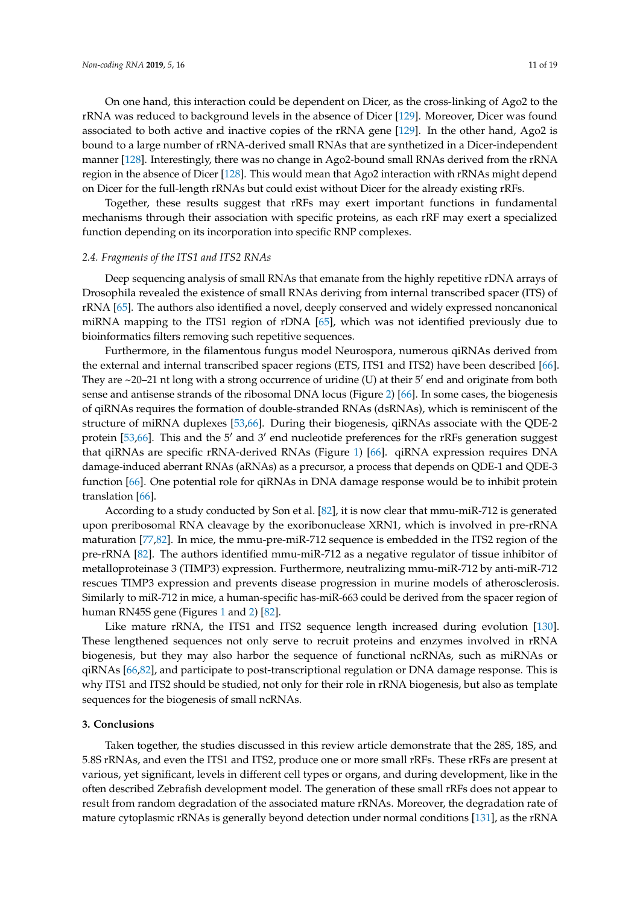On one hand, this interaction could be dependent on Dicer, as the cross-linking of Ago2 to the rRNA was reduced to background levels in the absence of Dicer [129]. Moreover, Dicer was found associated to both active and inactive copies of the rRNA gene [129]. In the other hand, Ago2 is bound to a large number of rRNA-derived small RNAs that are synthetized in a Dicer-independent manner [128]. Interestingly, there was no change in Ago2-bound small RNAs derived from the rRNA region in the absence of Dicer [128]. This would mean that Ago2 interaction with rRNAs might depend on Dicer for the full-length rRNAs but could exist without Dicer for the already existing rRFs.

Together, these results suggest that rRFs may exert important functions in fundamental mechanisms through their association with specific proteins, as each rRF may exert a specialized function depending on its incorporation into specific RNP complexes.

### *2.4. Fragments of the ITS1 and ITS2 RNAs*

Deep sequencing analysis of small RNAs that emanate from the highly repetitive rDNA arrays of Drosophila revealed the existence of small RNAs deriving from internal transcribed spacer (ITS) of rRNA [65]. The authors also identified a novel, deeply conserved and widely expressed noncanonical miRNA mapping to the ITS1 region of rDNA [65], which was not identified previously due to bioinformatics filters removing such repetitive sequences.

Furthermore, in the filamentous fungus model Neurospora, numerous qiRNAs derived from the external and internal transcribed spacer regions (ETS, ITS1 and ITS2) have been described [66]. They are ~20–21 nt long with a strong occurrence of uridine (U) at their 5′ end and originate from both sense and antisense strands of the ribosomal DNA locus (Figure 2) [66]. In some cases, the biogenesis of qiRNAs requires the formation of double-stranded RNAs (dsRNAs), which is reminiscent of the structure of miRNA duplexes [53,66]. During their biogenesis, qiRNAs associate with the QDE-2 protein [53,66]. This and the 5′ and 3′ end nucleotide preferences for the rRFs generation suggest that qiRNAs are specific rRNA-derived RNAs (Figure 1) [66]. qiRNA expression requires DNA damage-induced aberrant RNAs (aRNAs) as a precursor, a process that depends on QDE-1 and QDE-3 function [66]. One potential role for qiRNAs in DNA damage response would be to inhibit protein translation [66].

According to a study conducted by Son et al. [82], it is now clear that mmu-miR-712 is generated upon preribosomal RNA cleavage by the exoribonuclease XRN1, which is involved in pre-rRNA maturation [77,82]. In mice, the mmu-pre-miR-712 sequence is embedded in the ITS2 region of the pre-rRNA [82]. The authors identified mmu-miR-712 as a negative regulator of tissue inhibitor of metalloproteinase 3 (TIMP3) expression. Furthermore, neutralizing mmu-miR-712 by anti-miR-712 rescues TIMP3 expression and prevents disease progression in murine models of atherosclerosis. Similarly to miR-712 in mice, a human-specific has-miR-663 could be derived from the spacer region of human RN45S gene (Figures 1 and 2) [82].

Like mature rRNA, the ITS1 and ITS2 sequence length increased during evolution [130]. These lengthened sequences not only serve to recruit proteins and enzymes involved in rRNA biogenesis, but they may also harbor the sequence of functional ncRNAs, such as miRNAs or qiRNAs [66,82], and participate to post-transcriptional regulation or DNA damage response. This is why ITS1 and ITS2 should be studied, not only for their role in rRNA biogenesis, but also as template sequences for the biogenesis of small ncRNAs.

## **3. Conclusions**

Taken together, the studies discussed in this review article demonstrate that the 28S, 18S, and 5.8S rRNAs, and even the ITS1 and ITS2, produce one or more small rRFs. These rRFs are present at various, yet significant, levels in different cell types or organs, and during development, like in the often described Zebrafish development model. The generation of these small rRFs does not appear to result from random degradation of the associated mature rRNAs. Moreover, the degradation rate of mature cytoplasmic rRNAs is generally beyond detection under normal conditions [131], as the rRNA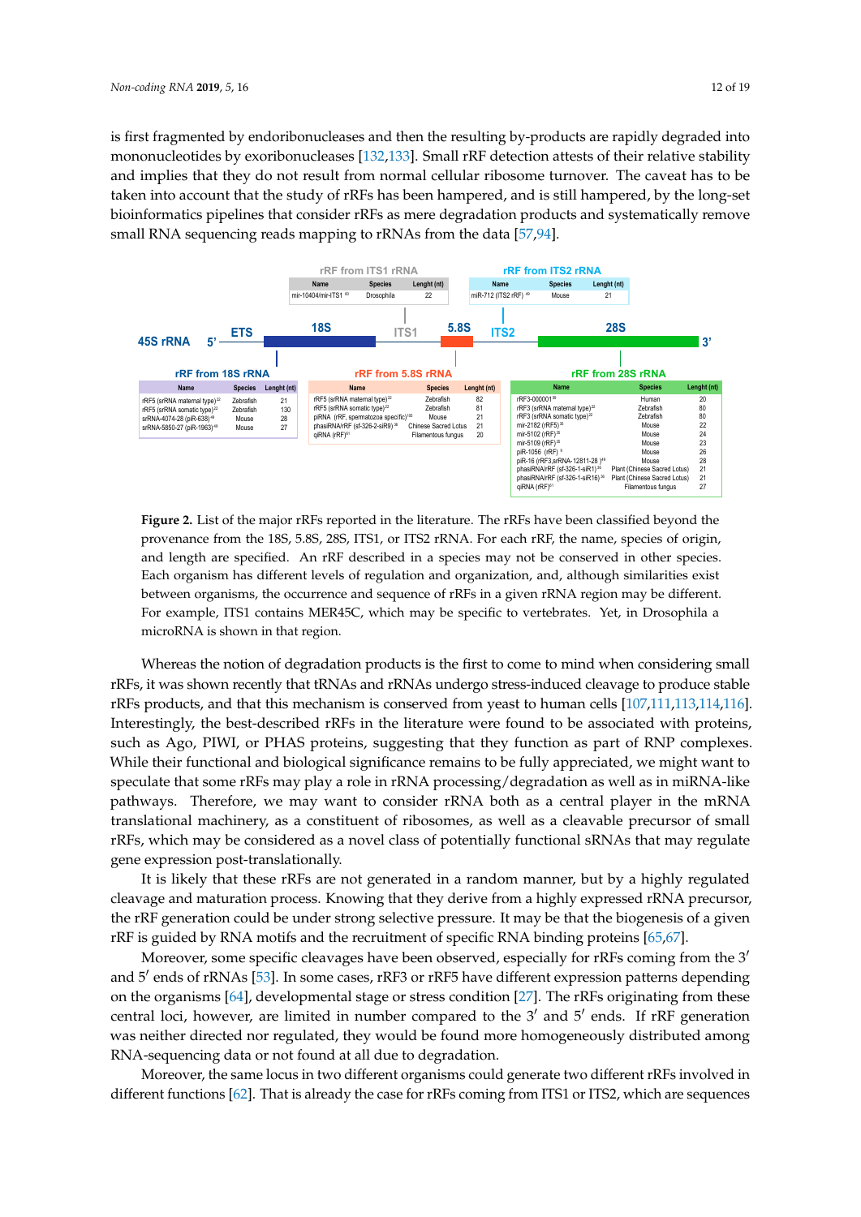is first fragmented by endoribonucleases and then the resulting by-products are rapidly degraded into mononucleotides by exoribonucleases [132,133]. Small rRF detection attests of their relative stability and implies that they do not result from normal cellular ribosome turnover. The caveat has to be taken into account that the study of rRFs has been hampered, and is still hampered, by the long-set bioinformatics pipelines that consider rRFs as mere degradation products and systematically remove small RNA sequencing reads mapping to rRNAs from the data [57,94].

**rRF from ITS1 rRNA**

| Name | Species | Lenght (nt) |
|---|---|---|
| mir-10404/mir-ITS1 [60] | Drosophila | 22 |

**rRF from ITS2 rRNA**

| Name | Species | Lenght (nt) |
|---|---|---|
| miR-712 (ITS2 rRF) [49] | Mouse | 21 |

45S rRNA 5' — ETS — 18S — ITS1 — 5.8S — ITS2 — 28S — 3'

**rRF from 18S rRNA**

| Name | Species | Lenght (nt) |
|---|---|---|
| rRF5 (srRNA maternal type) [22] | Zebrafish | 21 |
| rRF5 (srRNA somatic type) [22] | Zebrafish | 130 |
| srRNA-4074-28 (piR-638) [48] | Mouse | 28 |
| srRNA-5850-27 (piR-1963) [48] | Mouse | 27 |

**rRF from 5.8S rRNA**

| Name | Species | Lenght (nt) |
|---|---|---|
| rRF5 (srRNA maternal type) [22] | Zebrafish | 82 |
| rRF5 (srRNA somatic type) [22] | Zebrafish | 81 |
| piRNA (rRF, spermatozoa specific) [105] | Mouse | 21 |
| phasiRNA/rRF (sf-326-2-siR9) [36] | Chinese Sacred Lotus | 21 |
| qiRNA (rRF) [41] | Filamentous fungus | 20 |

**rRF from 28S rRNA**

| Name | Species | Lenght (nt) |
|---|---|---|
| rRF3-000001 [59] | Human | 20 |
| rRF3 (srRNA maternal type) [22] | Zebrafish | 80 |
| rRF3 (srRNA somatic type) [22] | Zebrafish | 80 |
| mir-2182 (rRF5) [35] | Mouse | 22 |
| mir-5102 (rRF) [35] | Mouse | 24 |
| mir-5109 (rRF) [35] | Mouse | 23 |
| piR-1056 (rRF) [9] | Mouse | 26 |
| piR-16 (rRF3,srRNA-12811-28) [48] | Mouse | 28 |
| phasiRNA/rRF (sf-326-1-siR1) [36] | Plant (Chinese Sacred Lotus) | 21 |
| phasiRNA/rRF (sf-326-1-siR16) [36] | Plant (Chinese Sacred Lotus) | 21 |
| qiRNA (rRF) [41] | Filamentous fungus | 27 |

**Figure 2.** List of the major rRFs reported in the literature. The rRFs have been classified beyond the provenance from the 18S, 5.8S, 28S, ITS1, or ITS2 rRNA. For each rRF, the name, species of origin, and length are specified. An rRF described in a species may not be conserved in other species. Each organism has different levels of regulation and organization, and, although similarities exist between organisms, the occurrence and sequence of rRFs in a given rRNA region may be different. For example, ITS1 contains MER45C, which may be specific to vertebrates. Yet, in Drosophila a microRNA is shown in that region.

Whereas the notion of degradation products is the first to come to mind when considering small rRFs, it was shown recently that tRNAs and rRNAs undergo stress-induced cleavage to produce stable rRFs products, and that this mechanism is conserved from yeast to human cells [107,111,113,114,116]. Interestingly, the best-described rRFs in the literature were found to be associated with proteins, such as Ago, PIWI, or PHAS proteins, suggesting that they function as part of RNP complexes. While their functional and biological significance remains to be fully appreciated, we might want to speculate that some rRFs may play a role in rRNA processing/degradation as well as in miRNA-like pathways. Therefore, we may want to consider rRNA both as a central player in the mRNA translational machinery, as a constituent of ribosomes, as well as a cleavable precursor of small rRFs, which may be considered as a novel class of potentially functional sRNAs that may regulate gene expression post-translationally.

It is likely that these rRFs are not generated in a random manner, but by a highly regulated cleavage and maturation process. Knowing that they derive from a highly expressed rRNA precursor, the rRF generation could be under strong selective pressure. It may be that the biogenesis of a given rRF is guided by RNA motifs and the recruitment of specific RNA binding proteins [65,67].

Moreover, some specific cleavages have been observed, especially for rRFs coming from the 3′ and 5′ ends of rRNAs [53]. In some cases, rRF3 or rRF5 have different expression patterns depending on the organisms [64], developmental stage or stress condition [27]. The rRFs originating from these central loci, however, are limited in number compared to the 3′ and 5′ ends. If rRF generation was neither directed nor regulated, they would be found more homogeneously distributed among RNA-sequencing data or not found at all due to degradation.

Moreover, the same locus in two different organisms could generate two different rRFs involved in different functions [62]. That is already the case for rRFs coming from ITS1 or ITS2, which are sequences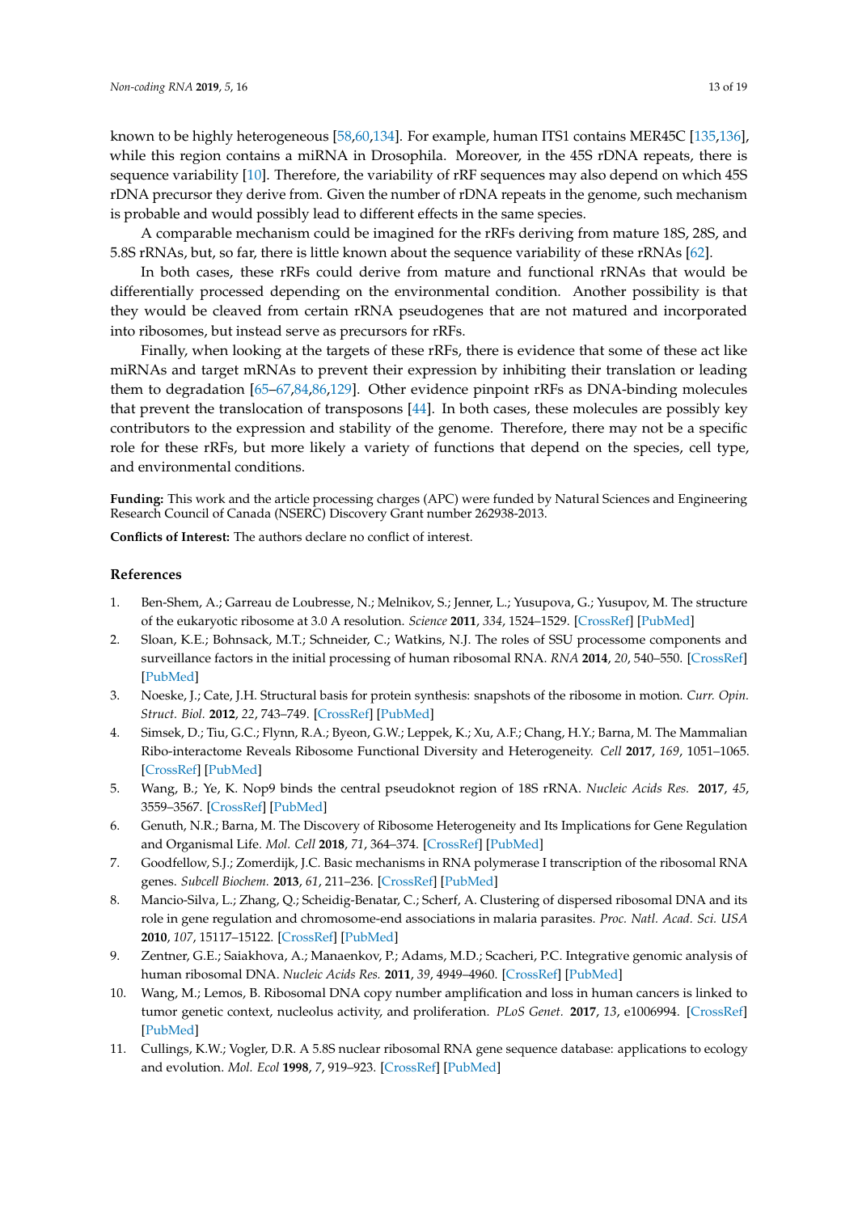known to be highly heterogeneous [58,60,134]. For example, human ITS1 contains MER45C [135,136], while this region contains a miRNA in Drosophila. Moreover, in the 45S rDNA repeats, there is sequence variability [10]. Therefore, the variability of rRF sequences may also depend on which 45S rDNA precursor they derive from. Given the number of rDNA repeats in the genome, such mechanism is probable and would possibly lead to different effects in the same species.

A comparable mechanism could be imagined for the rRFs deriving from mature 18S, 28S, and 5.8S rRNAs, but, so far, there is little known about the sequence variability of these rRNAs [62].

In both cases, these rRFs could derive from mature and functional rRNAs that would be differentially processed depending on the environmental condition. Another possibility is that they would be cleaved from certain rRNA pseudogenes that are not matured and incorporated into ribosomes, but instead serve as precursors for rRFs.

Finally, when looking at the targets of these rRFs, there is evidence that some of these act like miRNAs and target mRNAs to prevent their expression by inhibiting their translation or leading them to degradation [65–67,84,86,129]. Other evidence pinpoint rRFs as DNA-binding molecules that prevent the translocation of transposons [44]. In both cases, these molecules are possibly key contributors to the expression and stability of the genome. Therefore, there may not be a specific role for these rRFs, but more likely a variety of functions that depend on the species, cell type, and environmental conditions.

**Funding:** This work and the article processing charges (APC) were funded by Natural Sciences and Engineering Research Council of Canada (NSERC) Discovery Grant number 262938-2013.

**Conflicts of Interest:** The authors declare no conflict of interest.

## References

1. Ben-Shem, A.; Garreau de Loubresse, N.; Melnikov, S.; Jenner, L.; Yusupova, G.; Yusupov, M. The structure of the eukaryotic ribosome at 3.0 A resolution. *Science* **2011**, *334*, 1524–1529. [CrossRef] [PubMed]
2. Sloan, K.E.; Bohnsack, M.T.; Schneider, C.; Watkins, N.J. The roles of SSU processome components and surveillance factors in the initial processing of human ribosomal RNA. *RNA* **2014**, *20*, 540–550. [CrossRef] [PubMed]
3. Noeske, J.; Cate, J.H. Structural basis for protein synthesis: snapshots of the ribosome in motion. *Curr. Opin. Struct. Biol.* **2012**, *22*, 743–749. [CrossRef] [PubMed]
4. Simsek, D.; Tiu, G.C.; Flynn, R.A.; Byeon, G.W.; Leppek, K.; Xu, A.F.; Chang, H.Y.; Barna, M. The Mammalian Ribo-interactome Reveals Ribosome Functional Diversity and Heterogeneity. *Cell* **2017**, *169*, 1051–1065. [CrossRef] [PubMed]
5. Wang, B.; Ye, K. Nop9 binds the central pseudoknot region of 18S rRNA. *Nucleic Acids Res.* **2017**, *45*, 3559–3567. [CrossRef] [PubMed]
6. Genuth, N.R.; Barna, M. The Discovery of Ribosome Heterogeneity and Its Implications for Gene Regulation and Organismal Life. *Mol. Cell* **2018**, *71*, 364–374. [CrossRef] [PubMed]
7. Goodfellow, S.J.; Zomerdijk, J.C. Basic mechanisms in RNA polymerase I transcription of the ribosomal RNA genes. *Subcell Biochem.* **2013**, *61*, 211–236. [CrossRef] [PubMed]
8. Mancio-Silva, L.; Zhang, Q.; Scheidig-Benatar, C.; Scherf, A. Clustering of dispersed ribosomal DNA and its role in gene regulation and chromosome-end associations in malaria parasites. *Proc. Natl. Acad. Sci. USA* **2010**, *107*, 15117–15122. [CrossRef] [PubMed]
9. Zentner, G.E.; Saiakhova, A.; Manaenkov, P.; Adams, M.D.; Scacheri, P.C. Integrative genomic analysis of human ribosomal DNA. *Nucleic Acids Res.* **2011**, *39*, 4949–4960. [CrossRef] [PubMed]
10. Wang, M.; Lemos, B. Ribosomal DNA copy number amplification and loss in human cancers is linked to tumor genetic context, nucleolus activity, and proliferation. *PLoS Genet.* **2017**, *13*, e1006994. [CrossRef] [PubMed]
11. Cullings, K.W.; Vogler, D.R. A 5.8S nuclear ribosomal RNA gene sequence database: applications to ecology and evolution. *Mol. Ecol* **1998**, *7*, 919–923. [CrossRef] [PubMed]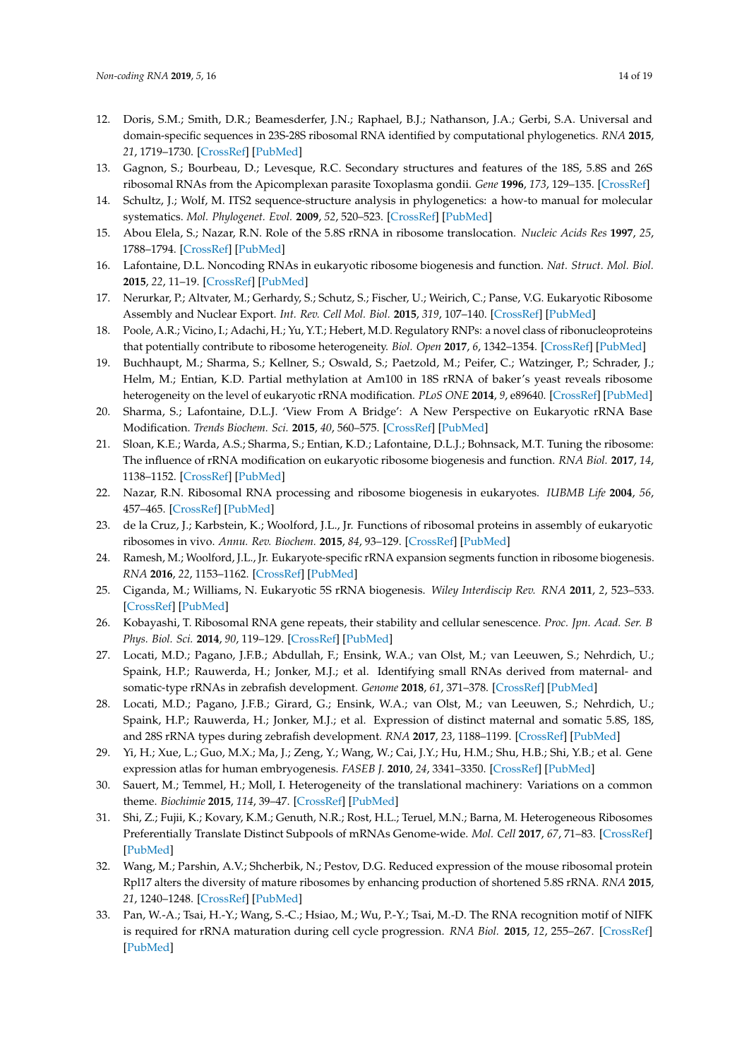12. Doris, S.M.; Smith, D.R.; Beamesderfer, J.N.; Raphael, B.J.; Nathanson, J.A.; Gerbi, S.A. Universal and domain-specific sequences in 23S-28S ribosomal RNA identified by computational phylogenetics. *RNA* **2015**, *21*, 1719–1730. [CrossRef] [PubMed]
13. Gagnon, S.; Bourbeau, D.; Levesque, R.C. Secondary structures and features of the 18S, 5.8S and 26S ribosomal RNAs from the Apicomplexan parasite Toxoplasma gondii. *Gene* **1996**, *173*, 129–135. [CrossRef]
14. Schultz, J.; Wolf, M. ITS2 sequence-structure analysis in phylogenetics: a how-to manual for molecular systematics. *Mol. Phylogenet. Evol.* **2009**, *52*, 520–523. [CrossRef] [PubMed]
15. Abou Elela, S.; Nazar, R.N. Role of the 5.8S rRNA in ribosome translocation. *Nucleic Acids Res* **1997**, *25*, 1788–1794. [CrossRef] [PubMed]
16. Lafontaine, D.L. Noncoding RNAs in eukaryotic ribosome biogenesis and function. *Nat. Struct. Mol. Biol.* **2015**, *22*, 11–19. [CrossRef] [PubMed]
17. Nerurkar, P.; Altvater, M.; Gerhardy, S.; Schutz, S.; Fischer, U.; Weirich, C.; Panse, V.G. Eukaryotic Ribosome Assembly and Nuclear Export. *Int. Rev. Cell Mol. Biol.* **2015**, *319*, 107–140. [CrossRef] [PubMed]
18. Poole, A.R.; Vicino, I.; Adachi, H.; Yu, Y.T.; Hebert, M.D. Regulatory RNPs: a novel class of ribonucleoproteins that potentially contribute to ribosome heterogeneity. *Biol. Open* **2017**, *6*, 1342–1354. [CrossRef] [PubMed]
19. Buchhaupt, M.; Sharma, S.; Kellner, S.; Oswald, S.; Paetzold, M.; Peifer, C.; Watzinger, P.; Schrader, J.; Helm, M.; Entian, K.D. Partial methylation at Am100 in 18S rRNA of baker's yeast reveals ribosome heterogeneity on the level of eukaryotic rRNA modification. *PLoS ONE* **2014**, *9*, e89640. [CrossRef] [PubMed]
20. Sharma, S.; Lafontaine, D.L.J. 'View From A Bridge': A New Perspective on Eukaryotic rRNA Base Modification. *Trends Biochem. Sci.* **2015**, *40*, 560–575. [CrossRef] [PubMed]
21. Sloan, K.E.; Warda, A.S.; Sharma, S.; Entian, K.D.; Lafontaine, D.L.J.; Bohnsack, M.T. Tuning the ribosome: The influence of rRNA modification on eukaryotic ribosome biogenesis and function. *RNA Biol.* **2017**, *14*, 1138–1152. [CrossRef] [PubMed]
22. Nazar, R.N. Ribosomal RNA processing and ribosome biogenesis in eukaryotes. *IUBMB Life* **2004**, *56*, 457–465. [CrossRef] [PubMed]
23. de la Cruz, J.; Karbstein, K.; Woolford, J.L., Jr. Functions of ribosomal proteins in assembly of eukaryotic ribosomes in vivo. *Annu. Rev. Biochem.* **2015**, *84*, 93–129. [CrossRef] [PubMed]
24. Ramesh, M.; Woolford, J.L., Jr. Eukaryote-specific rRNA expansion segments function in ribosome biogenesis. *RNA* **2016**, *22*, 1153–1162. [CrossRef] [PubMed]
25. Ciganda, M.; Williams, N. Eukaryotic 5S rRNA biogenesis. *Wiley Interdiscip Rev. RNA* **2011**, *2*, 523–533. [CrossRef] [PubMed]
26. Kobayashi, T. Ribosomal RNA gene repeats, their stability and cellular senescence. *Proc. Jpn. Acad. Ser. B Phys. Biol. Sci.* **2014**, *90*, 119–129. [CrossRef] [PubMed]
27. Locati, M.D.; Pagano, J.F.B.; Abdullah, F.; Ensink, W.A.; van Olst, M.; van Leeuwen, S.; Nehrdich, U.; Spaink, H.P.; Rauwerda, H.; Jonker, M.J.; et al. Identifying small RNAs derived from maternal- and somatic-type rRNAs in zebrafish development. *Genome* **2018**, *61*, 371–378. [CrossRef] [PubMed]
28. Locati, M.D.; Pagano, J.F.B.; Girard, G.; Ensink, W.A.; van Olst, M.; van Leeuwen, S.; Nehrdich, U.; Spaink, H.P.; Rauwerda, H.; Jonker, M.J.; et al. Expression of distinct maternal and somatic 5.8S, 18S, and 28S rRNA types during zebrafish development. *RNA* **2017**, *23*, 1188–1199. [CrossRef] [PubMed]
29. Yi, H.; Xue, L.; Guo, M.X.; Ma, J.; Zeng, Y.; Wang, W.; Cai, J.Y.; Hu, H.M.; Shu, H.B.; Shi, Y.B.; et al. Gene expression atlas for human embryogenesis. *FASEB J.* **2010**, *24*, 3341–3350. [CrossRef] [PubMed]
30. Sauert, M.; Temmel, H.; Moll, I. Heterogeneity of the translational machinery: Variations on a common theme. *Biochimie* **2015**, *114*, 39–47. [CrossRef] [PubMed]
31. Shi, Z.; Fujii, K.; Kovary, K.M.; Genuth, N.R.; Rost, H.L.; Teruel, M.N.; Barna, M. Heterogeneous Ribosomes Preferentially Translate Distinct Subpools of mRNAs Genome-wide. *Mol. Cell* **2017**, *67*, 71–83. [CrossRef] [PubMed]
32. Wang, M.; Parshin, A.V.; Shcherbik, N.; Pestov, D.G. Reduced expression of the mouse ribosomal protein Rpl17 alters the diversity of mature ribosomes by enhancing production of shortened 5.8S rRNA. *RNA* **2015**, *21*, 1240–1248. [CrossRef] [PubMed]
33. Pan, W.-A.; Tsai, H.-Y.; Wang, S.-C.; Hsiao, M.; Wu, P.-Y.; Tsai, M.-D. The RNA recognition motif of NIFK is required for rRNA maturation during cell cycle progression. *RNA Biol.* **2015**, *12*, 255–267. [CrossRef] [PubMed]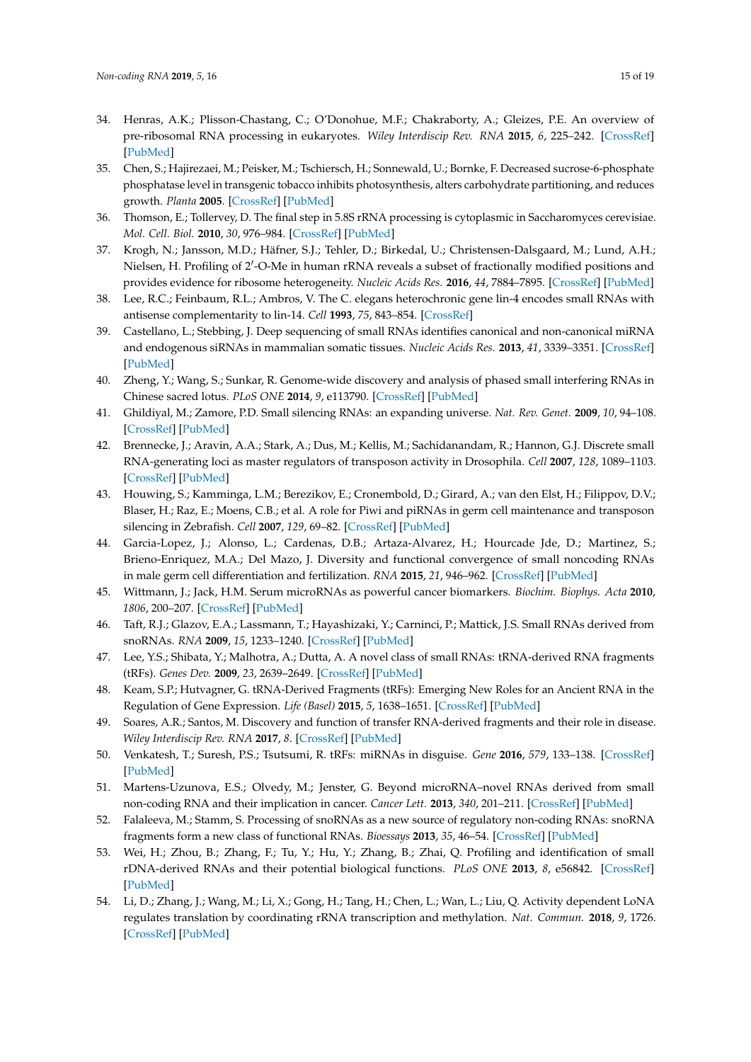34. Henras, A.K.; Plisson-Chastang, C.; O'Donohue, M.F.; Chakraborty, A.; Gleizes, P.E. An overview of pre-ribosomal RNA processing in eukaryotes. *Wiley Interdiscip Rev. RNA* **2015**, *6*, 225–242. [CrossRef] [PubMed]
35. Chen, S.; Hajirezaei, M.; Peisker, M.; Tschiersch, H.; Sonnewald, U.; Bornke, F. Decreased sucrose-6-phosphate phosphatase level in transgenic tobacco inhibits photosynthesis, alters carbohydrate partitioning, and reduces growth. *Planta* **2005**. [CrossRef] [PubMed]
36. Thomson, E.; Tollervey, D. The final step in 5.8S rRNA processing is cytoplasmic in Saccharomyces cerevisiae. *Mol. Cell. Biol.* **2010**, *30*, 976–984. [CrossRef] [PubMed]
37. Krogh, N.; Jansson, M.D.; Häfner, S.J.; Tehler, D.; Birkedal, U.; Christensen-Dalsgaard, M.; Lund, A.H.; Nielsen, H. Profiling of 2′-O-Me in human rRNA reveals a subset of fractionally modified positions and provides evidence for ribosome heterogeneity. *Nucleic Acids Res.* **2016**, *44*, 7884–7895. [CrossRef] [PubMed]
38. Lee, R.C.; Feinbaum, R.L.; Ambros, V. The C. elegans heterochronic gene lin-4 encodes small RNAs with antisense complementarity to lin-14. *Cell* **1993**, *75*, 843–854. [CrossRef]
39. Castellano, L.; Stebbing, J. Deep sequencing of small RNAs identifies canonical and non-canonical miRNA and endogenous siRNAs in mammalian somatic tissues. *Nucleic Acids Res.* **2013**, *41*, 3339–3351. [CrossRef] [PubMed]
40. Zheng, Y.; Wang, S.; Sunkar, R. Genome-wide discovery and analysis of phased small interfering RNAs in Chinese sacred lotus. *PLoS ONE* **2014**, *9*, e113790. [CrossRef] [PubMed]
41. Ghildiyal, M.; Zamore, P.D. Small silencing RNAs: an expanding universe. *Nat. Rev. Genet.* **2009**, *10*, 94–108. [CrossRef] [PubMed]
42. Brennecke, J.; Aravin, A.A.; Stark, A.; Dus, M.; Kellis, M.; Sachidanandam, R.; Hannon, G.J. Discrete small RNA-generating loci as master regulators of transposon activity in Drosophila. *Cell* **2007**, *128*, 1089–1103. [CrossRef] [PubMed]
43. Houwing, S.; Kamminga, L.M.; Berezikov, E.; Cronembold, D.; Girard, A.; van den Elst, H.; Filippov, D.V.; Blaser, H.; Raz, E.; Moens, C.B.; et al. A role for Piwi and piRNAs in germ cell maintenance and transposon silencing in Zebrafish. *Cell* **2007**, *129*, 69–82. [CrossRef] [PubMed]
44. Garcia-Lopez, J.; Alonso, L.; Cardenas, D.B.; Artaza-Alvarez, H.; Hourcade Jde, D.; Martinez, S.; Brieno-Enriquez, M.A.; Del Mazo, J. Diversity and functional convergence of small noncoding RNAs in male germ cell differentiation and fertilization. *RNA* **2015**, *21*, 946–962. [CrossRef] [PubMed]
45. Wittmann, J.; Jack, H.M. Serum microRNAs as powerful cancer biomarkers. *Biochim. Biophys. Acta* **2010**, *1806*, 200–207. [CrossRef] [PubMed]
46. Taft, R.J.; Glazov, E.A.; Lassmann, T.; Hayashizaki, Y.; Carninci, P.; Mattick, J.S. Small RNAs derived from snoRNAs. *RNA* **2009**, *15*, 1233–1240. [CrossRef] [PubMed]
47. Lee, Y.S.; Shibata, Y.; Malhotra, A.; Dutta, A. A novel class of small RNAs: tRNA-derived RNA fragments (tRFs). *Genes Dev.* **2009**, *23*, 2639–2649. [CrossRef] [PubMed]
48. Keam, S.P.; Hutvagner, G. tRNA-Derived Fragments (tRFs): Emerging New Roles for an Ancient RNA in the Regulation of Gene Expression. *Life (Basel)* **2015**, *5*, 1638–1651. [CrossRef] [PubMed]
49. Soares, A.R.; Santos, M. Discovery and function of transfer RNA-derived fragments and their role in disease. *Wiley Interdiscip Rev. RNA* **2017**, *8*. [CrossRef] [PubMed]
50. Venkatesh, T.; Suresh, P.S.; Tsutsumi, R. tRFs: miRNAs in disguise. *Gene* **2016**, *579*, 133–138. [CrossRef] [PubMed]
51. Martens-Uzunova, E.S.; Olvedy, M.; Jenster, G. Beyond microRNA–novel RNAs derived from small non-coding RNA and their implication in cancer. *Cancer Lett.* **2013**, *340*, 201–211. [CrossRef] [PubMed]
52. Falaleeva, M.; Stamm, S. Processing of snoRNAs as a new source of regulatory non-coding RNAs: snoRNA fragments form a new class of functional RNAs. *Bioessays* **2013**, *35*, 46–54. [CrossRef] [PubMed]
53. Wei, H.; Zhou, B.; Zhang, F.; Tu, Y.; Hu, Y.; Zhang, B.; Zhai, Q. Profiling and identification of small rDNA-derived RNAs and their potential biological functions. *PLoS ONE* **2013**, *8*, e56842. [CrossRef] [PubMed]
54. Li, D.; Zhang, J.; Wang, M.; Li, X.; Gong, H.; Tang, H.; Chen, L.; Wan, L.; Liu, Q. Activity dependent LoNA regulates translation by coordinating rRNA transcription and methylation. *Nat. Commun.* **2018**, *9*, 1726. [CrossRef] [PubMed]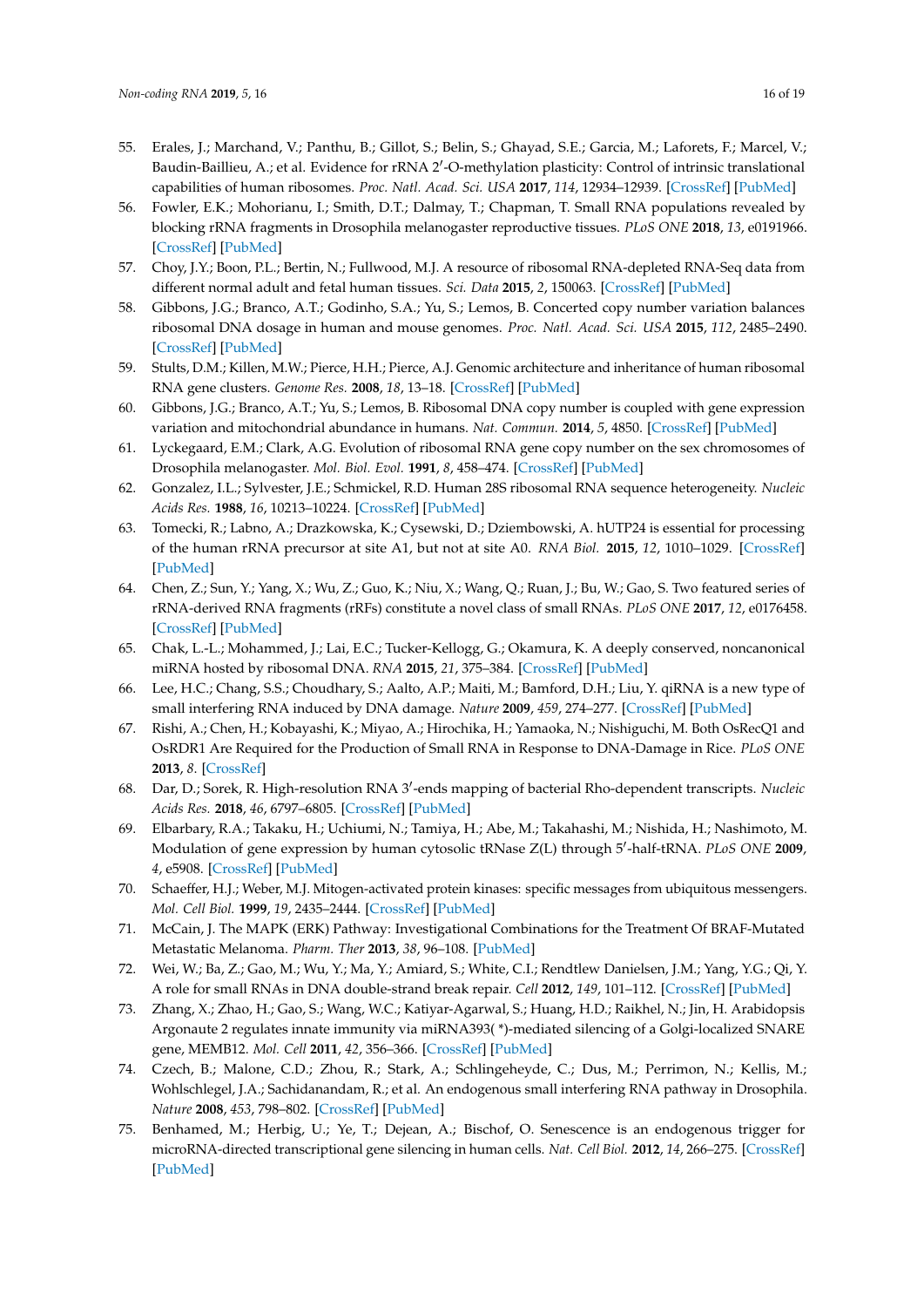55. Erales, J.; Marchand, V.; Panthu, B.; Gillot, S.; Belin, S.; Ghayad, S.E.; Garcia, M.; Laforets, F.; Marcel, V.; Baudin-Baillieu, A.; et al. Evidence for rRNA 2′-O-methylation plasticity: Control of intrinsic translational capabilities of human ribosomes. *Proc. Natl. Acad. Sci. USA* **2017**, *114*, 12934–12939. [CrossRef] [PubMed]
56. Fowler, E.K.; Mohorianu, I.; Smith, D.T.; Dalmay, T.; Chapman, T. Small RNA populations revealed by blocking rRNA fragments in Drosophila melanogaster reproductive tissues. *PLoS ONE* **2018**, *13*, e0191966. [CrossRef] [PubMed]
57. Choy, J.Y.; Boon, P.L.; Bertin, N.; Fullwood, M.J. A resource of ribosomal RNA-depleted RNA-Seq data from different normal adult and fetal human tissues. *Sci. Data* **2015**, *2*, 150063. [CrossRef] [PubMed]
58. Gibbons, J.G.; Branco, A.T.; Godinho, S.A.; Yu, S.; Lemos, B. Concerted copy number variation balances ribosomal DNA dosage in human and mouse genomes. *Proc. Natl. Acad. Sci. USA* **2015**, *112*, 2485–2490. [CrossRef] [PubMed]
59. Stults, D.M.; Killen, M.W.; Pierce, H.H.; Pierce, A.J. Genomic architecture and inheritance of human ribosomal RNA gene clusters. *Genome Res.* **2008**, *18*, 13–18. [CrossRef] [PubMed]
60. Gibbons, J.G.; Branco, A.T.; Yu, S.; Lemos, B. Ribosomal DNA copy number is coupled with gene expression variation and mitochondrial abundance in humans. *Nat. Commun.* **2014**, *5*, 4850. [CrossRef] [PubMed]
61. Lyckegaard, E.M.; Clark, A.G. Evolution of ribosomal RNA gene copy number on the sex chromosomes of Drosophila melanogaster. *Mol. Biol. Evol.* **1991**, *8*, 458–474. [CrossRef] [PubMed]
62. Gonzalez, I.L.; Sylvester, J.E.; Schmickel, R.D. Human 28S ribosomal RNA sequence heterogeneity. *Nucleic Acids Res.* **1988**, *16*, 10213–10224. [CrossRef] [PubMed]
63. Tomecki, R.; Labno, A.; Drazkowska, K.; Cysewski, D.; Dziembowski, A. hUTP24 is essential for processing of the human rRNA precursor at site A1, but not at site A0. *RNA Biol.* **2015**, *12*, 1010–1029. [CrossRef] [PubMed]
64. Chen, Z.; Sun, Y.; Yang, X.; Wu, Z.; Guo, K.; Niu, X.; Wang, Q.; Ruan, J.; Bu, W.; Gao, S. Two featured series of rRNA-derived RNA fragments (rRFs) constitute a novel class of small RNAs. *PLoS ONE* **2017**, *12*, e0176458. [CrossRef] [PubMed]
65. Chak, L.-L.; Mohammed, J.; Lai, E.C.; Tucker-Kellogg, G.; Okamura, K. A deeply conserved, noncanonical miRNA hosted by ribosomal DNA. *RNA* **2015**, *21*, 375–384. [CrossRef] [PubMed]
66. Lee, H.C.; Chang, S.S.; Choudhary, S.; Aalto, A.P.; Maiti, M.; Bamford, D.H.; Liu, Y. qiRNA is a new type of small interfering RNA induced by DNA damage. *Nature* **2009**, *459*, 274–277. [CrossRef] [PubMed]
67. Rishi, A.; Chen, H.; Kobayashi, K.; Miyao, A.; Hirochika, H.; Yamaoka, N.; Nishiguchi, M. Both OsRecQ1 and OsRDR1 Are Required for the Production of Small RNA in Response to DNA-Damage in Rice. *PLoS ONE* **2013**, *8*. [CrossRef]
68. Dar, D.; Sorek, R. High-resolution RNA 3′-ends mapping of bacterial Rho-dependent transcripts. *Nucleic Acids Res.* **2018**, *46*, 6797–6805. [CrossRef] [PubMed]
69. Elbarbary, R.A.; Takaku, H.; Uchiumi, N.; Tamiya, H.; Abe, M.; Takahashi, M.; Nishida, H.; Nashimoto, M. Modulation of gene expression by human cytosolic tRNase Z(L) through 5′-half-tRNA. *PLoS ONE* **2009**, *4*, e5908. [CrossRef] [PubMed]
70. Schaeffer, H.J.; Weber, M.J. Mitogen-activated protein kinases: specific messages from ubiquitous messengers. *Mol. Cell Biol.* **1999**, *19*, 2435–2444. [CrossRef] [PubMed]
71. McCain, J. The MAPK (ERK) Pathway: Investigational Combinations for the Treatment Of BRAF-Mutated Metastatic Melanoma. *Pharm. Ther* **2013**, *38*, 96–108. [PubMed]
72. Wei, W.; Ba, Z.; Gao, M.; Wu, Y.; Ma, Y.; Amiard, S.; White, C.I.; Rendtlew Danielsen, J.M.; Yang, Y.G.; Qi, Y. A role for small RNAs in DNA double-strand break repair. *Cell* **2012**, *149*, 101–112. [CrossRef] [PubMed]
73. Zhang, X.; Zhao, H.; Gao, S.; Wang, W.C.; Katiyar-Agarwal, S.; Huang, H.D.; Raikhel, N.; Jin, H. Arabidopsis Argonaute 2 regulates innate immunity via miRNA393(*)-mediated silencing of a Golgi-localized SNARE gene, MEMB12. *Mol. Cell* **2011**, *42*, 356–366. [CrossRef] [PubMed]
74. Czech, B.; Malone, C.D.; Zhou, R.; Stark, A.; Schlingeheyde, C.; Dus, M.; Perrimon, N.; Kellis, M.; Wohlschlegel, J.A.; Sachidanandam, R.; et al. An endogenous small interfering RNA pathway in Drosophila. *Nature* **2008**, *453*, 798–802. [CrossRef] [PubMed]
75. Benhamed, M.; Herbig, U.; Ye, T.; Dejean, A.; Bischof, O. Senescence is an endogenous trigger for microRNA-directed transcriptional gene silencing in human cells. *Nat. Cell Biol.* **2012**, *14*, 266–275. [CrossRef] [PubMed]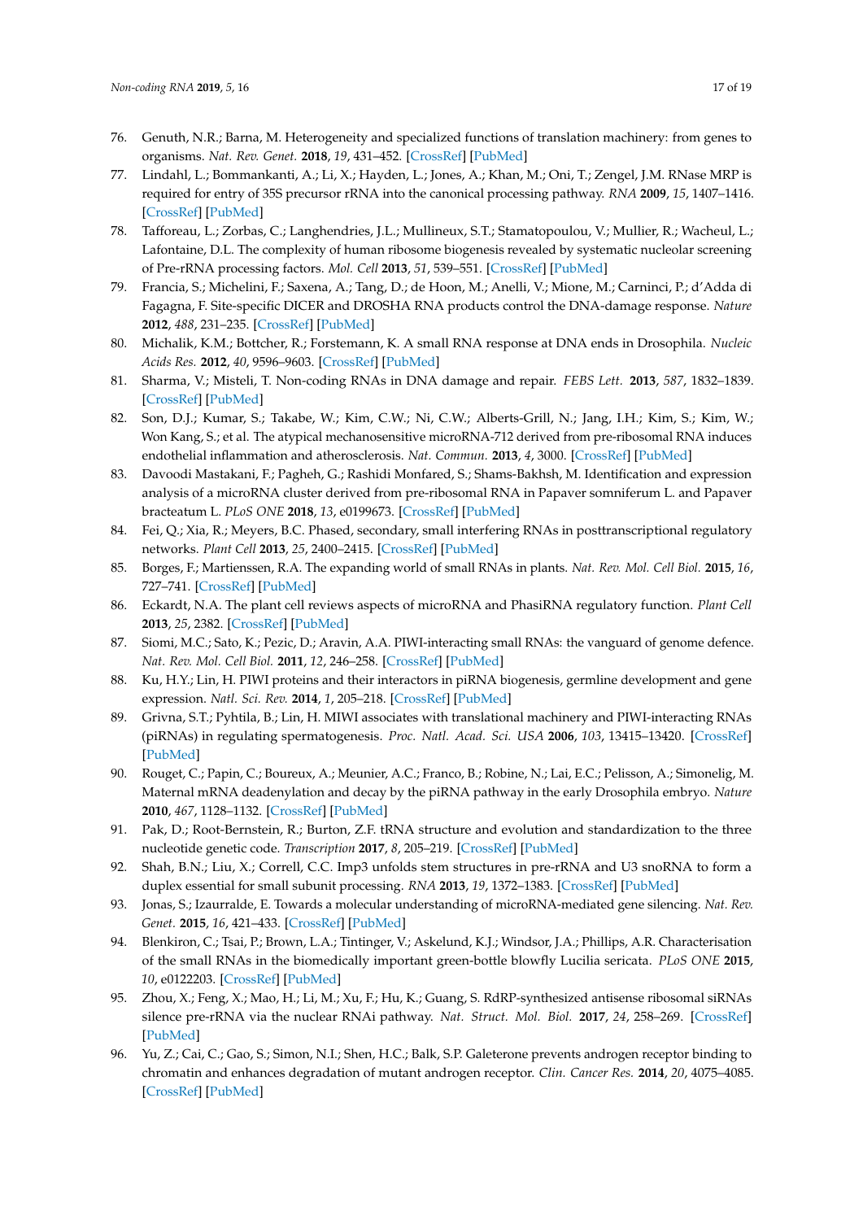76. Genuth, N.R.; Barna, M. Heterogeneity and specialized functions of translation machinery: from genes to organisms. *Nat. Rev. Genet.* **2018**, *19*, 431–452. [CrossRef] [PubMed]
77. Lindahl, L.; Bommankanti, A.; Li, X.; Hayden, L.; Jones, A.; Khan, M.; Oni, T.; Zengel, J.M. RNase MRP is required for entry of 35S precursor rRNA into the canonical processing pathway. *RNA* **2009**, *15*, 1407–1416. [CrossRef] [PubMed]
78. Tafforeau, L.; Zorbas, C.; Langhendries, J.L.; Mullineux, S.T.; Stamatopoulou, V.; Mullier, R.; Wacheul, L.; Lafontaine, D.L. The complexity of human ribosome biogenesis revealed by systematic nucleolar screening of Pre-rRNA processing factors. *Mol. Cell* **2013**, *51*, 539–551. [CrossRef] [PubMed]
79. Francia, S.; Michelini, F.; Saxena, A.; Tang, D.; de Hoon, M.; Anelli, V.; Mione, M.; Carninci, P.; d'Adda di Fagagna, F. Site-specific DICER and DROSHA RNA products control the DNA-damage response. *Nature* **2012**, *488*, 231–235. [CrossRef] [PubMed]
80. Michalik, K.M.; Bottcher, R.; Forstemann, K. A small RNA response at DNA ends in Drosophila. *Nucleic Acids Res.* **2012**, *40*, 9596–9603. [CrossRef] [PubMed]
81. Sharma, V.; Misteli, T. Non-coding RNAs in DNA damage and repair. *FEBS Lett.* **2013**, *587*, 1832–1839. [CrossRef] [PubMed]
82. Son, D.J.; Kumar, S.; Takabe, W.; Kim, C.W.; Ni, C.W.; Alberts-Grill, N.; Jang, I.H.; Kim, S.; Kim, W.; Won Kang, S.; et al. The atypical mechanosensitive microRNA-712 derived from pre-ribosomal RNA induces endothelial inflammation and atherosclerosis. *Nat. Commun.* **2013**, *4*, 3000. [CrossRef] [PubMed]
83. Davoodi Mastakani, F.; Pagheh, G.; Rashidi Monfared, S.; Shams-Bakhsh, M. Identification and expression analysis of a microRNA cluster derived from pre-ribosomal RNA in Papaver somniferum L. and Papaver bracteatum L. *PLoS ONE* **2018**, *13*, e0199673. [CrossRef] [PubMed]
84. Fei, Q.; Xia, R.; Meyers, B.C. Phased, secondary, small interfering RNAs in posttranscriptional regulatory networks. *Plant Cell* **2013**, *25*, 2400–2415. [CrossRef] [PubMed]
85. Borges, F.; Martienssen, R.A. The expanding world of small RNAs in plants. *Nat. Rev. Mol. Cell Biol.* **2015**, *16*, 727–741. [CrossRef] [PubMed]
86. Eckardt, N.A. The plant cell reviews aspects of microRNA and PhasiRNA regulatory function. *Plant Cell* **2013**, *25*, 2382. [CrossRef] [PubMed]
87. Siomi, M.C.; Sato, K.; Pezic, D.; Aravin, A.A. PIWI-interacting small RNAs: the vanguard of genome defence. *Nat. Rev. Mol. Cell Biol.* **2011**, *12*, 246–258. [CrossRef] [PubMed]
88. Ku, H.Y.; Lin, H. PIWI proteins and their interactors in piRNA biogenesis, germline development and gene expression. *Natl. Sci. Rev.* **2014**, *1*, 205–218. [CrossRef] [PubMed]
89. Grivna, S.T.; Pyhtila, B.; Lin, H. MIWI associates with translational machinery and PIWI-interacting RNAs (piRNAs) in regulating spermatogenesis. *Proc. Natl. Acad. Sci. USA* **2006**, *103*, 13415–13420. [CrossRef] [PubMed]
90. Rouget, C.; Papin, C.; Boureux, A.; Meunier, A.C.; Franco, B.; Robine, N.; Lai, E.C.; Pelisson, A.; Simonelig, M. Maternal mRNA deadenylation and decay by the piRNA pathway in the early Drosophila embryo. *Nature* **2010**, *467*, 1128–1132. [CrossRef] [PubMed]
91. Pak, D.; Root-Bernstein, R.; Burton, Z.F. tRNA structure and evolution and standardization to the three nucleotide genetic code. *Transcription* **2017**, *8*, 205–219. [CrossRef] [PubMed]
92. Shah, B.N.; Liu, X.; Correll, C.C. Imp3 unfolds stem structures in pre-rRNA and U3 snoRNA to form a duplex essential for small subunit processing. *RNA* **2013**, *19*, 1372–1383. [CrossRef] [PubMed]
93. Jonas, S.; Izaurralde, E. Towards a molecular understanding of microRNA-mediated gene silencing. *Nat. Rev. Genet.* **2015**, *16*, 421–433. [CrossRef] [PubMed]
94. Blenkiron, C.; Tsai, P.; Brown, L.A.; Tintinger, V.; Askelund, K.J.; Windsor, J.A.; Phillips, A.R. Characterisation of the small RNAs in the biomedically important green-bottle blowfly Lucilia sericata. *PLoS ONE* **2015**, *10*, e0122203. [CrossRef] [PubMed]
95. Zhou, X.; Feng, X.; Mao, H.; Li, M.; Xu, F.; Hu, K.; Guang, S. RdRP-synthesized antisense ribosomal siRNAs silence pre-rRNA via the nuclear RNAi pathway. *Nat. Struct. Mol. Biol.* **2017**, *24*, 258–269. [CrossRef] [PubMed]
96. Yu, Z.; Cai, C.; Gao, S.; Simon, N.I.; Shen, H.C.; Balk, S.P. Galeterone prevents androgen receptor binding to chromatin and enhances degradation of mutant androgen receptor. *Clin. Cancer Res.* **2014**, *20*, 4075–4085. [CrossRef] [PubMed]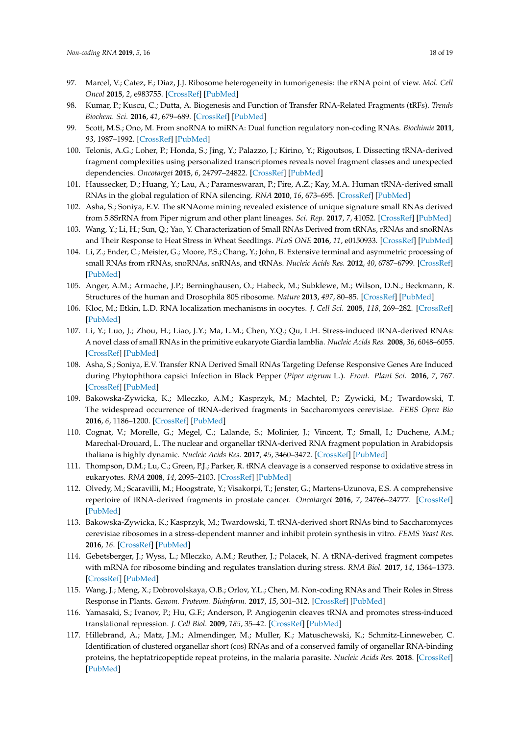97. Marcel, V.; Catez, F.; Diaz, J.J. Ribosome heterogeneity in tumorigenesis: the rRNA point of view. *Mol. Cell Oncol* **2015**, *2*, e983755. [CrossRef] [PubMed]
98. Kumar, P.; Kuscu, C.; Dutta, A. Biogenesis and Function of Transfer RNA-Related Fragments (tRFs). *Trends Biochem. Sci.* **2016**, *41*, 679–689. [CrossRef] [PubMed]
99. Scott, M.S.; Ono, M. From snoRNA to miRNA: Dual function regulatory non-coding RNAs. *Biochimie* **2011**, *93*, 1987–1992. [CrossRef] [PubMed]
100. Telonis, A.G.; Loher, P.; Honda, S.; Jing, Y.; Palazzo, J.; Kirino, Y.; Rigoutsos, I. Dissecting tRNA-derived fragment complexities using personalized transcriptomes reveals novel fragment classes and unexpected dependencies. *Oncotarget* **2015**, *6*, 24797–24822. [CrossRef] [PubMed]
101. Haussecker, D.; Huang, Y.; Lau, A.; Parameswaran, P.; Fire, A.Z.; Kay, M.A. Human tRNA-derived small RNAs in the global regulation of RNA silencing. *RNA* **2010**, *16*, 673–695. [CrossRef] [PubMed]
102. Asha, S.; Soniya, E.V. The sRNAome mining revealed existence of unique signature small RNAs derived from 5.8SrRNA from Piper nigrum and other plant lineages. *Sci. Rep.* **2017**, *7*, 41052. [CrossRef] [PubMed]
103. Wang, Y.; Li, H.; Sun, Q.; Yao, Y. Characterization of Small RNAs Derived from tRNAs, rRNAs and snoRNAs and Their Response to Heat Stress in Wheat Seedlings. *PLoS ONE* **2016**, *11*, e0150933. [CrossRef] [PubMed]
104. Li, Z.; Ender, C.; Meister, G.; Moore, P.S.; Chang, Y.; John, B. Extensive terminal and asymmetric processing of small RNAs from rRNAs, snoRNAs, snRNAs, and tRNAs. *Nucleic Acids Res.* **2012**, *40*, 6787–6799. [CrossRef] [PubMed]
105. Anger, A.M.; Armache, J.P.; Berninghausen, O.; Habeck, M.; Subklewe, M.; Wilson, D.N.; Beckmann, R. Structures of the human and Drosophila 80S ribosome. *Nature* **2013**, *497*, 80–85. [CrossRef] [PubMed]
106. Kloc, M.; Etkin, L.D. RNA localization mechanisms in oocytes. *J. Cell Sci.* **2005**, *118*, 269–282. [CrossRef] [PubMed]
107. Li, Y.; Luo, J.; Zhou, H.; Liao, J.Y.; Ma, L.M.; Chen, Y.Q.; Qu, L.H. Stress-induced tRNA-derived RNAs: A novel class of small RNAs in the primitive eukaryote Giardia lamblia. *Nucleic Acids Res.* **2008**, *36*, 6048–6055. [CrossRef] [PubMed]
108. Asha, S.; Soniya, E.V. Transfer RNA Derived Small RNAs Targeting Defense Responsive Genes Are Induced during Phytophthora capsici Infection in Black Pepper (*Piper nigrum* L.). *Front. Plant Sci.* **2016**, *7*, 767. [CrossRef] [PubMed]
109. Bakowska-Zywicka, K.; Mleczko, A.M.; Kasprzyk, M.; Machtel, P.; Zywicki, M.; Twardowski, T. The widespread occurrence of tRNA-derived fragments in Saccharomyces cerevisiae. *FEBS Open Bio* **2016**, *6*, 1186–1200. [CrossRef] [PubMed]
110. Cognat, V.; Morelle, G.; Megel, C.; Lalande, S.; Molinier, J.; Vincent, T.; Small, I.; Duchene, A.M.; Marechal-Drouard, L. The nuclear and organellar tRNA-derived RNA fragment population in Arabidopsis thaliana is highly dynamic. *Nucleic Acids Res.* **2017**, *45*, 3460–3472. [CrossRef] [PubMed]
111. Thompson, D.M.; Lu, C.; Green, P.J.; Parker, R. tRNA cleavage is a conserved response to oxidative stress in eukaryotes. *RNA* **2008**, *14*, 2095–2103. [CrossRef] [PubMed]
112. Olvedy, M.; Scaravilli, M.; Hoogstrate, Y.; Visakorpi, T.; Jenster, G.; Martens-Uzunova, E.S. A comprehensive repertoire of tRNA-derived fragments in prostate cancer. *Oncotarget* **2016**, *7*, 24766–24777. [CrossRef] [PubMed]
113. Bakowska-Zywicka, K.; Kasprzyk, M.; Twardowski, T. tRNA-derived short RNAs bind to Saccharomyces cerevisiae ribosomes in a stress-dependent manner and inhibit protein synthesis in vitro. *FEMS Yeast Res.* **2016**, *16*. [CrossRef] [PubMed]
114. Gebetsberger, J.; Wyss, L.; Mleczko, A.M.; Reuther, J.; Polacek, N. A tRNA-derived fragment competes with mRNA for ribosome binding and regulates translation during stress. *RNA Biol.* **2017**, *14*, 1364–1373. [CrossRef] [PubMed]
115. Wang, J.; Meng, X.; Dobrovolskaya, O.B.; Orlov, Y.L.; Chen, M. Non-coding RNAs and Their Roles in Stress Response in Plants. *Genom. Proteom. Bioinform.* **2017**, *15*, 301–312. [CrossRef] [PubMed]
116. Yamasaki, S.; Ivanov, P.; Hu, G.F.; Anderson, P. Angiogenin cleaves tRNA and promotes stress-induced translational repression. *J. Cell Biol.* **2009**, *185*, 35–42. [CrossRef] [PubMed]
117. Hillebrand, A.; Matz, J.M.; Almendinger, M.; Muller, K.; Matuschewski, K.; Schmitz-Linneweber, C. Identification of clustered organellar short (cos) RNAs and of a conserved family of organellar RNA-binding proteins, the heptatricopeptide repeat proteins, in the malaria parasite. *Nucleic Acids Res.* **2018**. [CrossRef] [PubMed]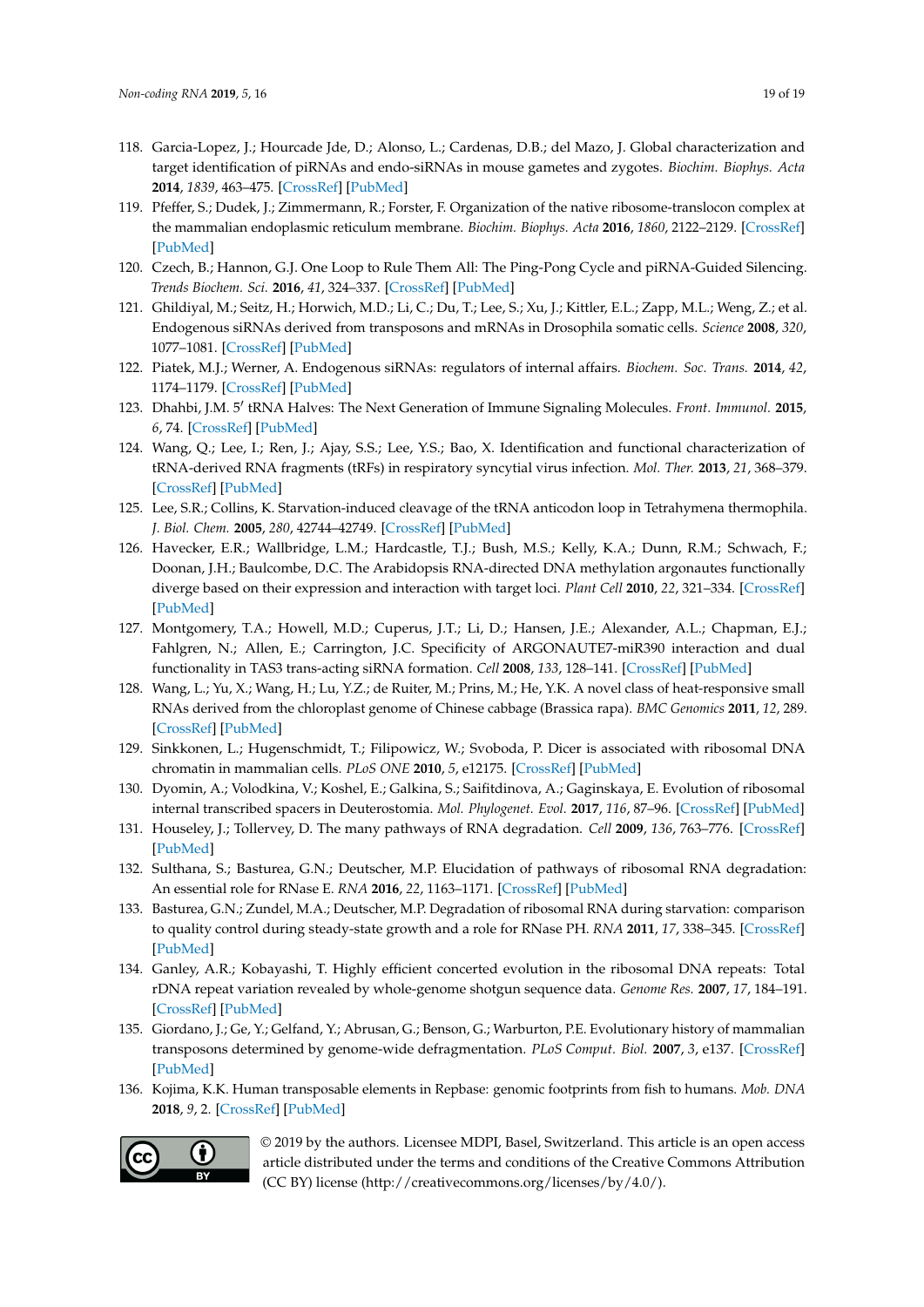118. Garcia-Lopez, J.; Hourcade Jde, D.; Alonso, L.; Cardenas, D.B.; del Mazo, J. Global characterization and target identification of piRNAs and endo-siRNAs in mouse gametes and zygotes. *Biochim. Biophys. Acta* **2014**, *1839*, 463–475. [CrossRef] [PubMed]
119. Pfeffer, S.; Dudek, J.; Zimmermann, R.; Forster, F. Organization of the native ribosome-translocon complex at the mammalian endoplasmic reticulum membrane. *Biochim. Biophys. Acta* **2016**, *1860*, 2122–2129. [CrossRef] [PubMed]
120. Czech, B.; Hannon, G.J. One Loop to Rule Them All: The Ping-Pong Cycle and piRNA-Guided Silencing. *Trends Biochem. Sci.* **2016**, *41*, 324–337. [CrossRef] [PubMed]
121. Ghildiyal, M.; Seitz, H.; Horwich, M.D.; Li, C.; Du, T.; Lee, S.; Xu, J.; Kittler, E.L.; Zapp, M.L.; Weng, Z.; et al. Endogenous siRNAs derived from transposons and mRNAs in Drosophila somatic cells. *Science* **2008**, *320*, 1077–1081. [CrossRef] [PubMed]
122. Piatek, M.J.; Werner, A. Endogenous siRNAs: regulators of internal affairs. *Biochem. Soc. Trans.* **2014**, *42*, 1174–1179. [CrossRef] [PubMed]
123. Dhahbi, J.M. 5′ tRNA Halves: The Next Generation of Immune Signaling Molecules. *Front. Immunol.* **2015**, *6*, 74. [CrossRef] [PubMed]
124. Wang, Q.; Lee, I.; Ren, J.; Ajay, S.S.; Lee, Y.S.; Bao, X. Identification and functional characterization of tRNA-derived RNA fragments (tRFs) in respiratory syncytial virus infection. *Mol. Ther.* **2013**, *21*, 368–379. [CrossRef] [PubMed]
125. Lee, S.R.; Collins, K. Starvation-induced cleavage of the tRNA anticodon loop in Tetrahymena thermophila. *J. Biol. Chem.* **2005**, *280*, 42744–42749. [CrossRef] [PubMed]
126. Havecker, E.R.; Wallbridge, L.M.; Hardcastle, T.J.; Bush, M.S.; Kelly, K.A.; Dunn, R.M.; Schwach, F.; Doonan, J.H.; Baulcombe, D.C. The Arabidopsis RNA-directed DNA methylation argonautes functionally diverge based on their expression and interaction with target loci. *Plant Cell* **2010**, *22*, 321–334. [CrossRef] [PubMed]
127. Montgomery, T.A.; Howell, M.D.; Cuperus, J.T.; Li, D.; Hansen, J.E.; Alexander, A.L.; Chapman, E.J.; Fahlgren, N.; Allen, E.; Carrington, J.C. Specificity of ARGONAUTE7-miR390 interaction and dual functionality in TAS3 trans-acting siRNA formation. *Cell* **2008**, *133*, 128–141. [CrossRef] [PubMed]
128. Wang, L.; Yu, X.; Wang, H.; Lu, Y.Z.; de Ruiter, M.; Prins, M.; He, Y.K. A novel class of heat-responsive small RNAs derived from the chloroplast genome of Chinese cabbage (Brassica rapa). *BMC Genomics* **2011**, *12*, 289. [CrossRef] [PubMed]
129. Sinkkonen, L.; Hugenschmidt, T.; Filipowicz, W.; Svoboda, P. Dicer is associated with ribosomal DNA chromatin in mammalian cells. *PLoS ONE* **2010**, *5*, e12175. [CrossRef] [PubMed]
130. Dyomin, A.; Volodkina, V.; Koshel, E.; Galkina, S.; Saifitdinova, A.; Gaginskaya, E. Evolution of ribosomal internal transcribed spacers in Deuterostomia. *Mol. Phylogenet. Evol.* **2017**, *116*, 87–96. [CrossRef] [PubMed]
131. Houseley, J.; Tollervey, D. The many pathways of RNA degradation. *Cell* **2009**, *136*, 763–776. [CrossRef] [PubMed]
132. Sulthana, S.; Basturea, G.N.; Deutscher, M.P. Elucidation of pathways of ribosomal RNA degradation: An essential role for RNase E. *RNA* **2016**, *22*, 1163–1171. [CrossRef] [PubMed]
133. Basturea, G.N.; Zundel, M.A.; Deutscher, M.P. Degradation of ribosomal RNA during starvation: comparison to quality control during steady-state growth and a role for RNase PH. *RNA* **2011**, *17*, 338–345. [CrossRef] [PubMed]
134. Ganley, A.R.; Kobayashi, T. Highly efficient concerted evolution in the ribosomal DNA repeats: Total rDNA repeat variation revealed by whole-genome shotgun sequence data. *Genome Res.* **2007**, *17*, 184–191. [CrossRef] [PubMed]
135. Giordano, J.; Ge, Y.; Gelfand, Y.; Abrusan, G.; Benson, G.; Warburton, P.E. Evolutionary history of mammalian transposons determined by genome-wide defragmentation. *PLoS Comput. Biol.* **2007**, *3*, e137. [CrossRef] [PubMed]
136. Kojima, K.K. Human transposable elements in Repbase: genomic footprints from fish to humans. *Mob. DNA* **2018**, *9*, 2. [CrossRef] [PubMed]

© 2019 by the authors. Licensee MDPI, Basel, Switzerland. This article is an open access article distributed under the terms and conditions of the Creative Commons Attribution (CC BY) license (http://creativecommons.org/licenses/by/4.0/).